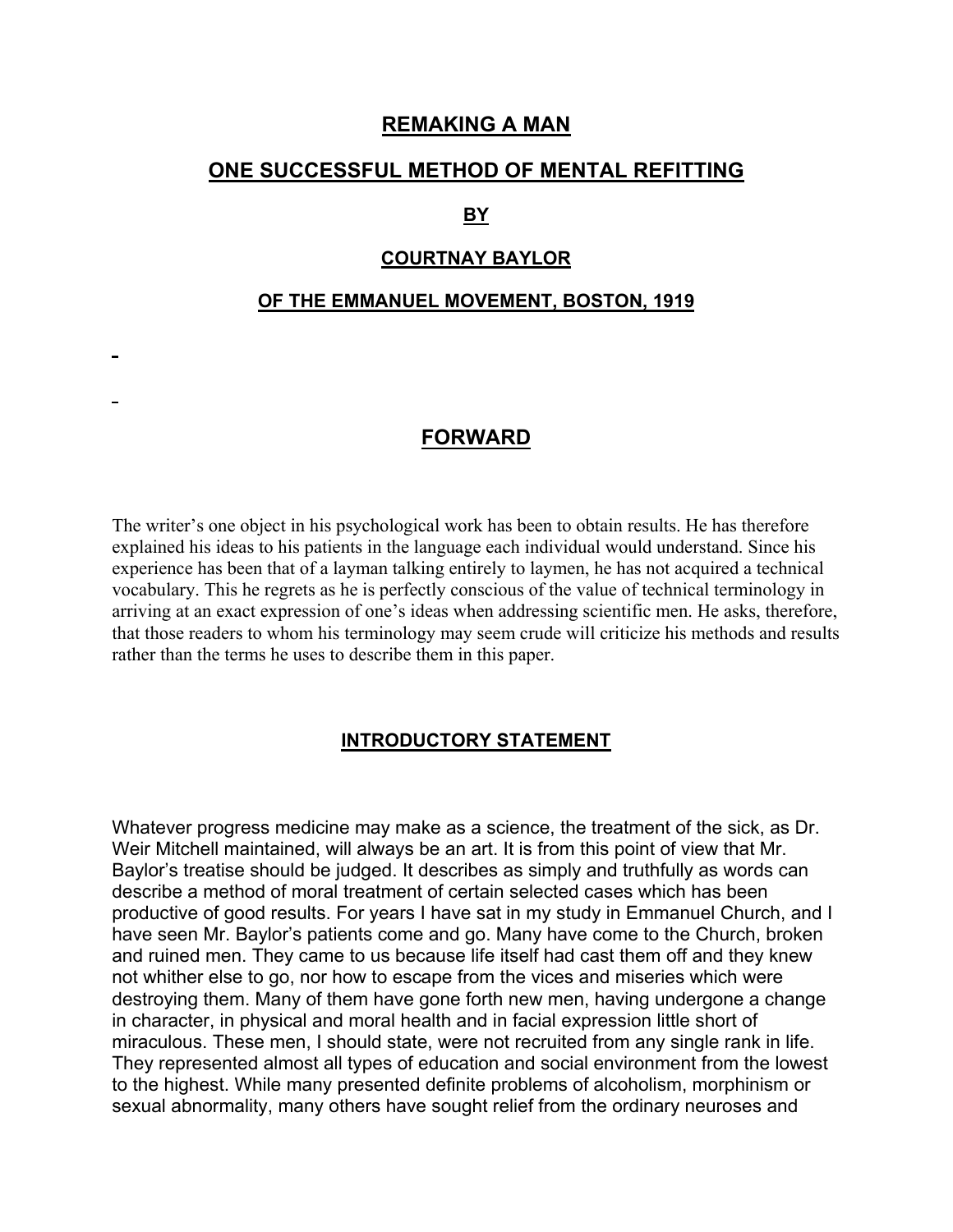# REMAKING A MAN

## ONE SUCCESSFUL METHOD OF MENTAL REFITTING

### BY

### COURTNAY BAYLOR

#### OF THE EMMANUEL MOVEMENT, BOSTON, 1919

## FORWARD

The writer's one object in his psychological work has been to obtain results. He has therefore explained his ideas to his patients in the language each individual would understand. Since his experience has been that of a layman talking entirely to laymen, he has not acquired a technical vocabulary. This he regrets as he is perfectly conscious of the value of technical terminology in arriving at an exact expression of one's ideas when addressing scientific men. He asks, therefore, that those readers to whom his terminology may seem crude will criticize his methods and results rather than the terms he uses to describe them in this paper.

## INTRODUCTORY STATEMENT

Whatever progress medicine may make as a science, the treatment of the sick, as Dr. Weir Mitchell maintained, will always be an art. It is from this point of view that Mr. Baylor's treatise should be judged. It describes as simply and truthfully as words can describe a method of moral treatment of certain selected cases which has been productive of good results. For years I have sat in my study in Emmanuel Church, and I have seen Mr. Baylor's patients come and go. Many have come to the Church, broken and ruined men. They came to us because life itself had cast them off and they knew not whither else to go, nor how to escape from the vices and miseries which were destroying them. Many of them have gone forth new men, having undergone a change in character, in physical and moral health and in facial expression little short of miraculous. These men, I should state, were not recruited from any single rank in life. They represented almost all types of education and social environment from the lowest to the highest. While many presented definite problems of alcoholism, morphinism or sexual abnormality, many others have sought relief from the ordinary neuroses and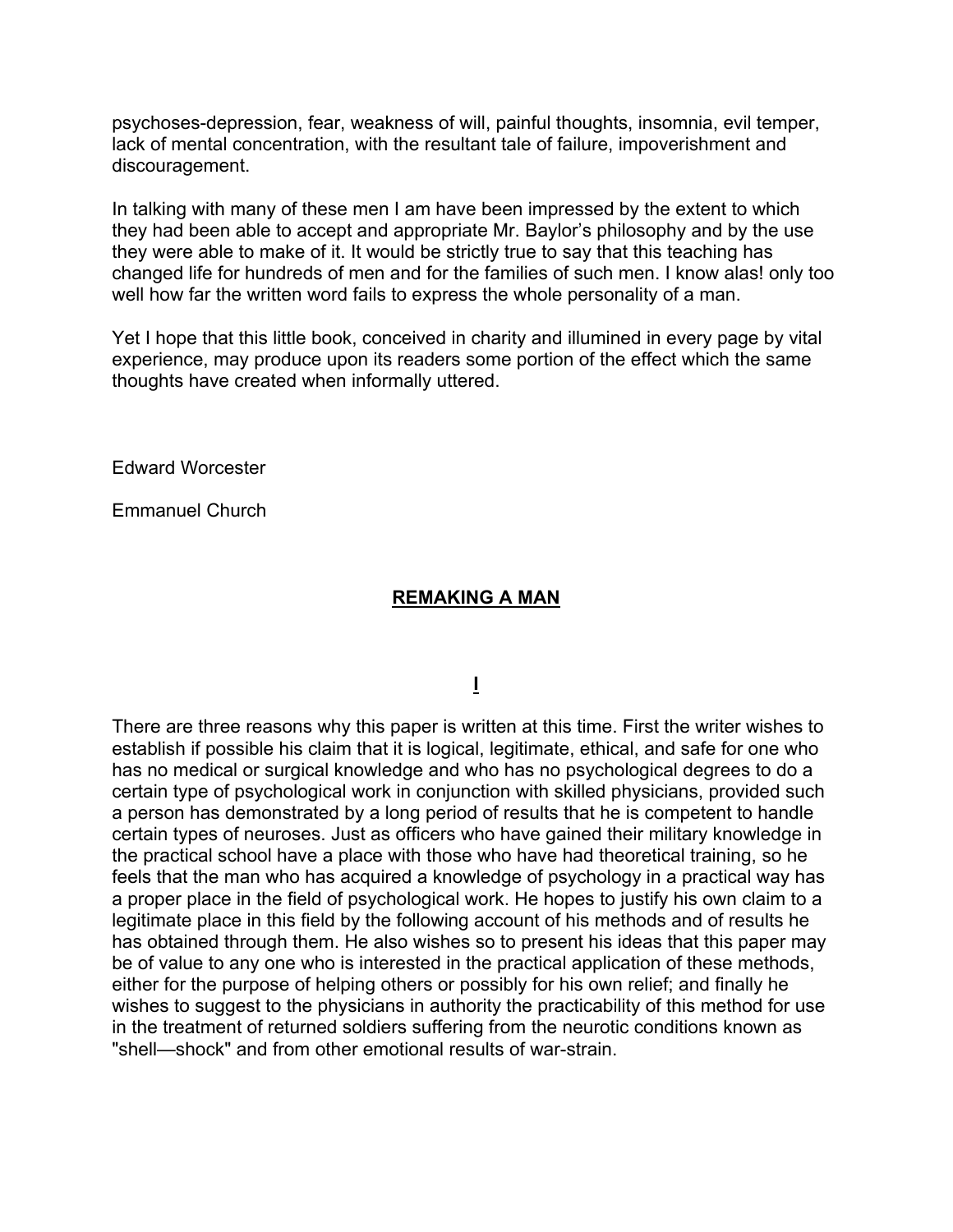psychoses-depression, fear, weakness of will, painful thoughts, insomnia, evil temper, lack of mental concentration, with the resultant tale of failure, impoverishment and discouragement.

In talking with many of these men I am have been impressed by the extent to which they had been able to accept and appropriate Mr. Baylor's philosophy and by the use they were able to make of it. It would be strictly true to say that this teaching has changed life for hundreds of men and for the families of such men. I know alas! only too well how far the written word fails to express the whole personality of a man.

Yet I hope that this little book, conceived in charity and illumined in every page by vital experience, may produce upon its readers some portion of the effect which the same thoughts have created when informally uttered.

Edward Worcester

Emmanuel Church

## REMAKING A MAN

### I

There are three reasons why this paper is written at this time. First the writer wishes to establish if possible his claim that it is logical, legitimate, ethical, and safe for one who has no medical or surgical knowledge and who has no psychological degrees to do a certain type of psychological work in conjunction with skilled physicians, provided such a person has demonstrated by a long period of results that he is competent to handle certain types of neuroses. Just as officers who have gained their military knowledge in the practical school have a place with those who have had theoretical training, so he feels that the man who has acquired a knowledge of psychology in a practical way has a proper place in the field of psychological work. He hopes to justify his own claim to a legitimate place in this field by the following account of his methods and of results he has obtained through them. He also wishes so to present his ideas that this paper may be of value to any one who is interested in the practical application of these methods, either for the purpose of helping others or possibly for his own relief; and finally he wishes to suggest to the physicians in authority the practicability of this method for use in the treatment of returned soldiers suffering from the neurotic conditions known as "shell—shock" and from other emotional results of war-strain.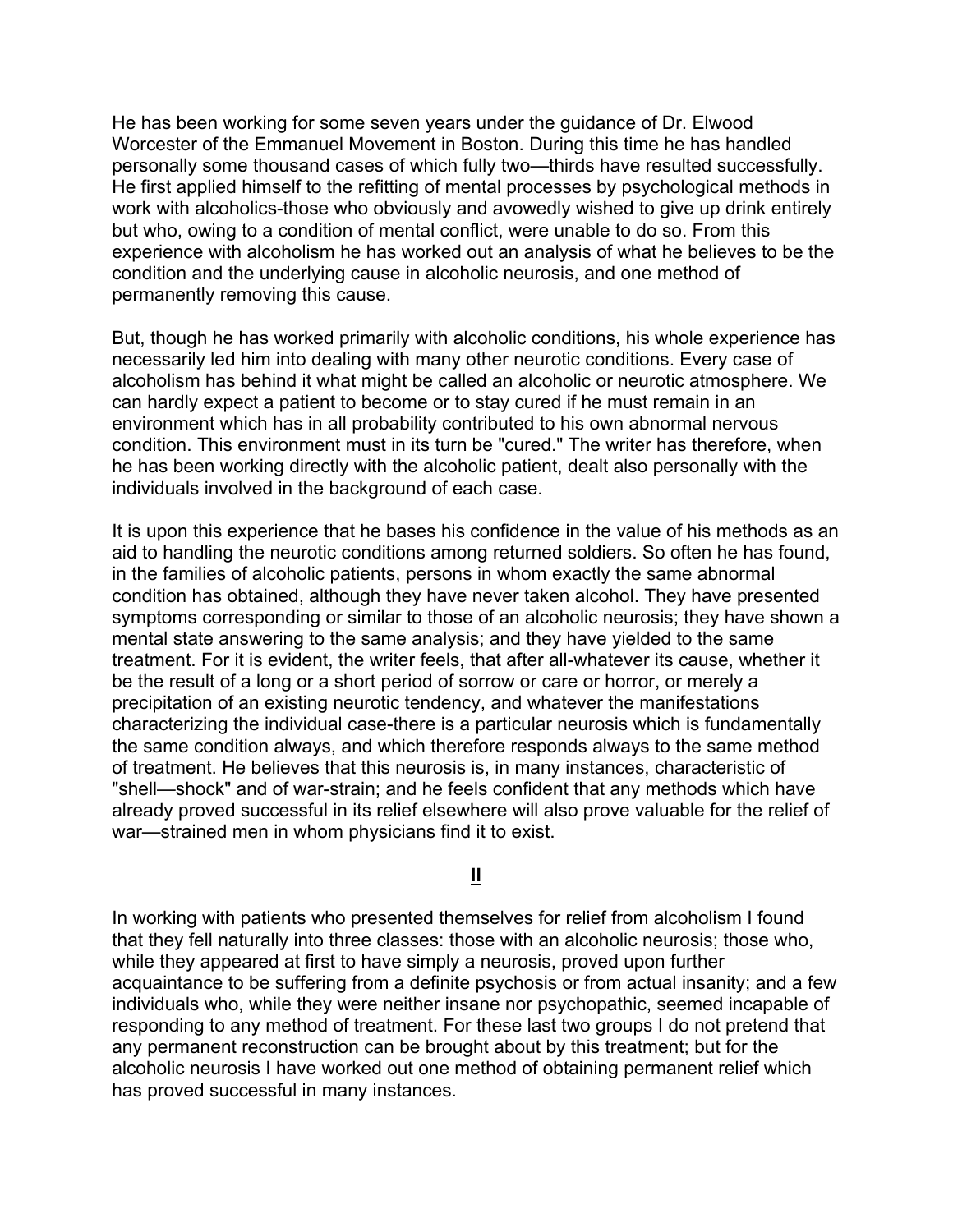He has been working for some seven years under the guidance of Dr. Elwood Worcester of the Emmanuel Movement in Boston. During this time he has handled personally some thousand cases of which fully two—thirds have resulted successfully. He first applied himself to the refitting of mental processes by psychological methods in work with alcoholics-those who obviously and avowedly wished to give up drink entirely but who, owing to a condition of mental conflict, were unable to do so. From this experience with alcoholism he has worked out an analysis of what he believes to be the condition and the underlying cause in alcoholic neurosis, and one method of permanently removing this cause.

But, though he has worked primarily with alcoholic conditions, his whole experience has necessarily led him into dealing with many other neurotic conditions. Every case of alcoholism has behind it what might be called an alcoholic or neurotic atmosphere. We can hardly expect a patient to become or to stay cured if he must remain in an environment which has in all probability contributed to his own abnormal nervous condition. This environment must in its turn be "cured." The writer has therefore, when he has been working directly with the alcoholic patient, dealt also personally with the individuals involved in the background of each case.

It is upon this experience that he bases his confidence in the value of his methods as an aid to handling the neurotic conditions among returned soldiers. So often he has found, in the families of alcoholic patients, persons in whom exactly the same abnormal condition has obtained, although they have never taken alcohol. They have presented symptoms corresponding or similar to those of an alcoholic neurosis; they have shown a mental state answering to the same analysis; and they have yielded to the same treatment. For it is evident, the writer feels, that after all-whatever its cause, whether it be the result of a long or a short period of sorrow or care or horror, or merely a precipitation of an existing neurotic tendency, and whatever the manifestations characterizing the individual case-there is a particular neurosis which is fundamentally the same condition always, and which therefore responds always to the same method of treatment. He believes that this neurosis is, in many instances, characteristic of "shell—shock" and of war-strain; and he feels confident that any methods which have already proved successful in its relief elsewhere will also prove valuable for the relief of war—strained men in whom physicians find it to exist.

## II

In working with patients who presented themselves for relief from alcoholism I found that they fell naturally into three classes: those with an alcoholic neurosis; those who, while they appeared at first to have simply a neurosis, proved upon further acquaintance to be suffering from a definite psychosis or from actual insanity; and a few individuals who, while they were neither insane nor psychopathic, seemed incapable of responding to any method of treatment. For these last two groups I do not pretend that any permanent reconstruction can be brought about by this treatment; but for the alcoholic neurosis I have worked out one method of obtaining permanent relief which has proved successful in many instances.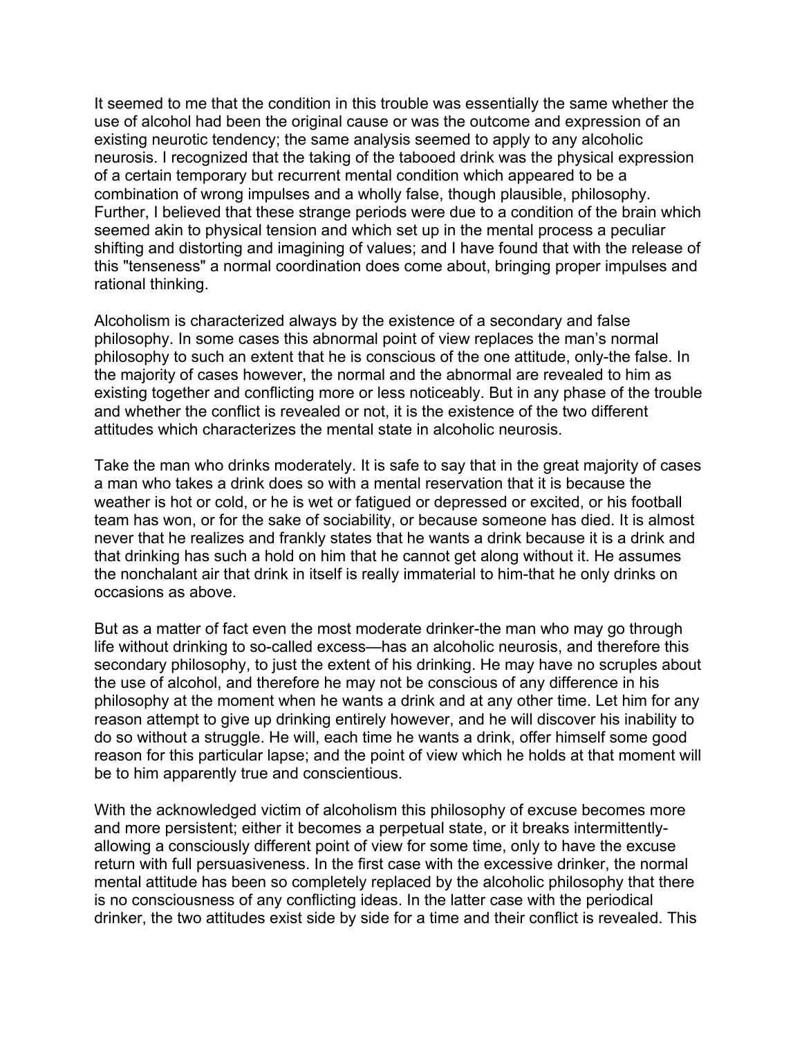It seemed to me that the condition in this trouble was essentially the same whether the use of alcohol had been the original cause or was the outcome and expression of an existing neurotic tendency; the same analysis seemed to apply to any alcoholic neurosis. I recognized that the taking of the tabooed drink was the physical expression of a certain temporary but recurrent mental condition which appeared to be a combination of wrong impulses and a wholly false, though plausible, philosophy. Further, I believed that these strange periods were due to a condition of the brain which seemed akin to physical tension and which set up in the mental process a peculiar shifting and distorting and imagining of values; and I have found that with the release of this "tenseness" a normal coordination does come about, bringing proper impulses and rational thinking.

Alcoholism is characterized always by the existence of a secondary and false philosophy. In some cases this abnormal point of view replaces the man's normal philosophy to such an extent that he is conscious of the one attitude, only-the false. In the majority of cases however, the normal and the abnormal are revealed to him as existing together and conflicting more or less noticeably. But in any phase of the trouble and whether the conflict is revealed or not, it is the existence of the two different attitudes which characterizes the mental state in alcoholic neurosis.

Take the man who drinks moderately. It is safe to say that in the great majority of cases a man who takes a drink does so with a mental reservation that it is because the weather is hot or cold, or he is wet or fatigued or depressed or excited, or his football team has won, or for the sake of sociability, or because someone has died. It is almost never that he realizes and frankly states that he wants a drink because it is a drink and that drinking has such a hold on him that he cannot get along without it. He assumes the nonchalant air that drink in itself is really immaterial to him-that he only drinks on occasions as above.

But as a matter of fact even the most moderate drinker-the man who may go through life without drinking to so-called excess—has an alcoholic neurosis, and therefore this secondary philosophy, to just the extent of his drinking. He may have no scruples about the use of alcohol, and therefore he may not be conscious of any difference in his philosophy at the moment when he wants a drink and at any other time. Let him for any reason attempt to give up drinking entirely however, and he will discover his inability to do so without a struggle. He will, each time he wants a drink, offer himself some good reason for this particular lapse; and the point of view which he holds at that moment will be to him apparently true and conscientious.

With the acknowledged victim of alcoholism this philosophy of excuse becomes more and more persistent; either it becomes a perpetual state, or it breaks intermittently-allowing a consciously different point of view for some time, only to have the excuse return with full persuasiveness. In the first case with the excessive drinker, the normal mental attitude has been so completely replaced by the alcoholic philosophy that there is no consciousness of any conflicting ideas. In the latter case with the periodical drinker, the two attitudes exist side by side for a time and their conflict is revealed. This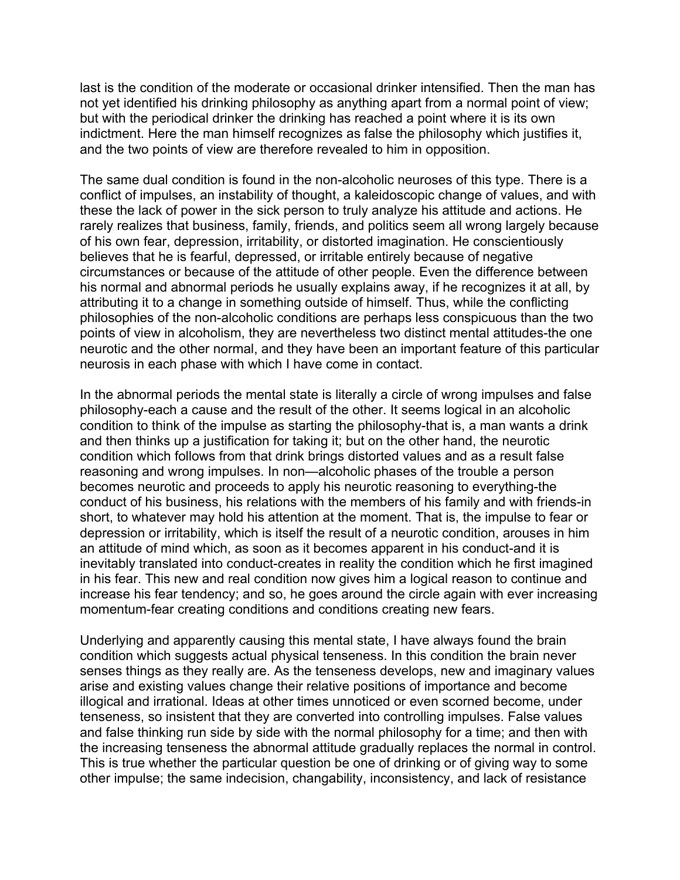last is the condition of the moderate or occasional drinker intensified. Then the man has not yet identified his drinking philosophy as anything apart from a normal point of view; but with the periodical drinker the drinking has reached a point where it is its own indictment. Here the man himself recognizes as false the philosophy which justifies it, and the two points of view are therefore revealed to him in opposition.

The same dual condition is found in the non-alcoholic neuroses of this type. There is a conflict of impulses, an instability of thought, a kaleidoscopic change of values, and with these the lack of power in the sick person to truly analyze his attitude and actions. He rarely realizes that business, family, friends, and politics seem all wrong largely because of his own fear, depression, irritability, or distorted imagination. He conscientiously believes that he is fearful, depressed, or irritable entirely because of negative circumstances or because of the attitude of other people. Even the difference between his normal and abnormal periods he usually explains away, if he recognizes it at all, by attributing it to a change in something outside of himself. Thus, while the conflicting philosophies of the non-alcoholic conditions are perhaps less conspicuous than the two points of view in alcoholism, they are nevertheless two distinct mental attitudes-the one neurotic and the other normal, and they have been an important feature of this particular neurosis in each phase with which I have come in contact.

In the abnormal periods the mental state is literally a circle of wrong impulses and false philosophy-each a cause and the result of the other. It seems logical in an alcoholic condition to think of the impulse as starting the philosophy-that is, a man wants a drink and then thinks up a justification for taking it; but on the other hand, the neurotic condition which follows from that drink brings distorted values and as a result false reasoning and wrong impulses. In non—alcoholic phases of the trouble a person becomes neurotic and proceeds to apply his neurotic reasoning to everything-the conduct of his business, his relations with the members of his family and with friends-in short, to whatever may hold his attention at the moment. That is, the impulse to fear or depression or irritability, which is itself the result of a neurotic condition, arouses in him an attitude of mind which, as soon as it becomes apparent in his conduct-and it is inevitably translated into conduct-creates in reality the condition which he first imagined in his fear. This new and real condition now gives him a logical reason to continue and increase his fear tendency; and so, he goes around the circle again with ever increasing momentum-fear creating conditions and conditions creating new fears.

Underlying and apparently causing this mental state, I have always found the brain condition which suggests actual physical tenseness. In this condition the brain never senses things as they really are. As the tenseness develops, new and imaginary values arise and existing values change their relative positions of importance and become illogical and irrational. Ideas at other times unnoticed or even scorned become, under tenseness, so insistent that they are converted into controlling impulses. False values and false thinking run side by side with the normal philosophy for a time; and then with the increasing tenseness the abnormal attitude gradually replaces the normal in control. This is true whether the particular question be one of drinking or of giving way to some other impulse; the same indecision, changability, inconsistency, and lack of resistance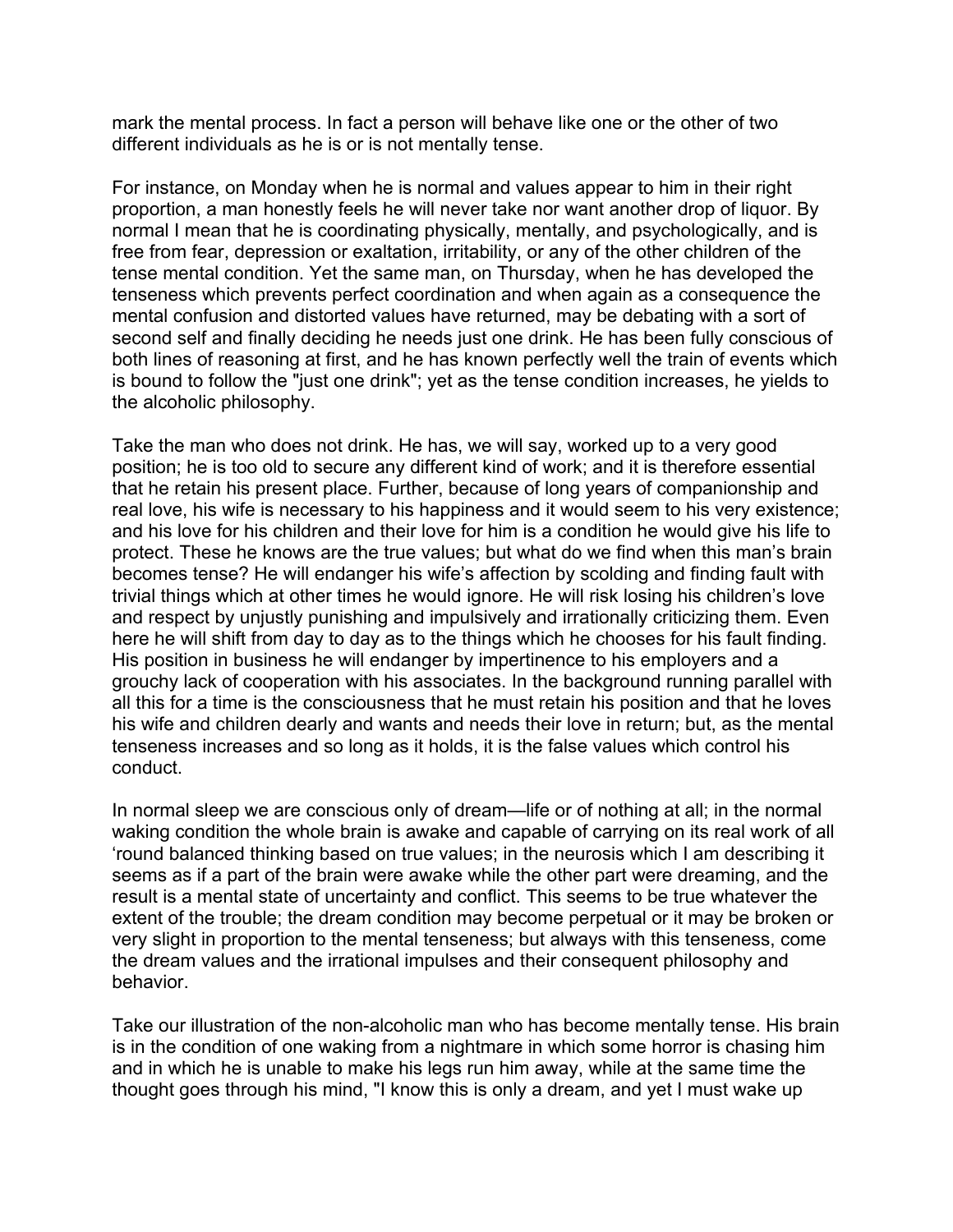mark the mental process. In fact a person will behave like one or the other of two different individuals as he is or is not mentally tense.

For instance, on Monday when he is normal and values appear to him in their right proportion, a man honestly feels he will never take nor want another drop of liquor. By normal I mean that he is coordinating physically, mentally, and psychologically, and is free from fear, depression or exaltation, irritability, or any of the other children of the tense mental condition. Yet the same man, on Thursday, when he has developed the tenseness which prevents perfect coordination and when again as a consequence the mental confusion and distorted values have returned, may be debating with a sort of second self and finally deciding he needs just one drink. He has been fully conscious of both lines of reasoning at first, and he has known perfectly well the train of events which is bound to follow the "just one drink"; yet as the tense condition increases, he yields to the alcoholic philosophy.

Take the man who does not drink. He has, we will say, worked up to a very good position; he is too old to secure any different kind of work; and it is therefore essential that he retain his present place. Further, because of long years of companionship and real love, his wife is necessary to his happiness and it would seem to his very existence; and his love for his children and their love for him is a condition he would give his life to protect. These he knows are the true values; but what do we find when this man's brain becomes tense? He will endanger his wife's affection by scolding and finding fault with trivial things which at other times he would ignore. He will risk losing his children's love and respect by unjustly punishing and impulsively and irrationally criticizing them. Even here he will shift from day to day as to the things which he chooses for his fault finding. His position in business he will endanger by impertinence to his employers and a grouchy lack of cooperation with his associates. In the background running parallel with all this for a time is the consciousness that he must retain his position and that he loves his wife and children dearly and wants and needs their love in return; but, as the mental tenseness increases and so long as it holds, it is the false values which control his conduct.

In normal sleep we are conscious only of dream—life or of nothing at all; in the normal waking condition the whole brain is awake and capable of carrying on its real work of all 'round balanced thinking based on true values; in the neurosis which I am describing it seems as if a part of the brain were awake while the other part were dreaming, and the result is a mental state of uncertainty and conflict. This seems to be true whatever the extent of the trouble; the dream condition may become perpetual or it may be broken or very slight in proportion to the mental tenseness; but always with this tenseness, come the dream values and the irrational impulses and their consequent philosophy and behavior.

Take our illustration of the non-alcoholic man who has become mentally tense. His brain is in the condition of one waking from a nightmare in which some horror is chasing him and in which he is unable to make his legs run him away, while at the same time the thought goes through his mind, "I know this is only a dream, and yet I must wake up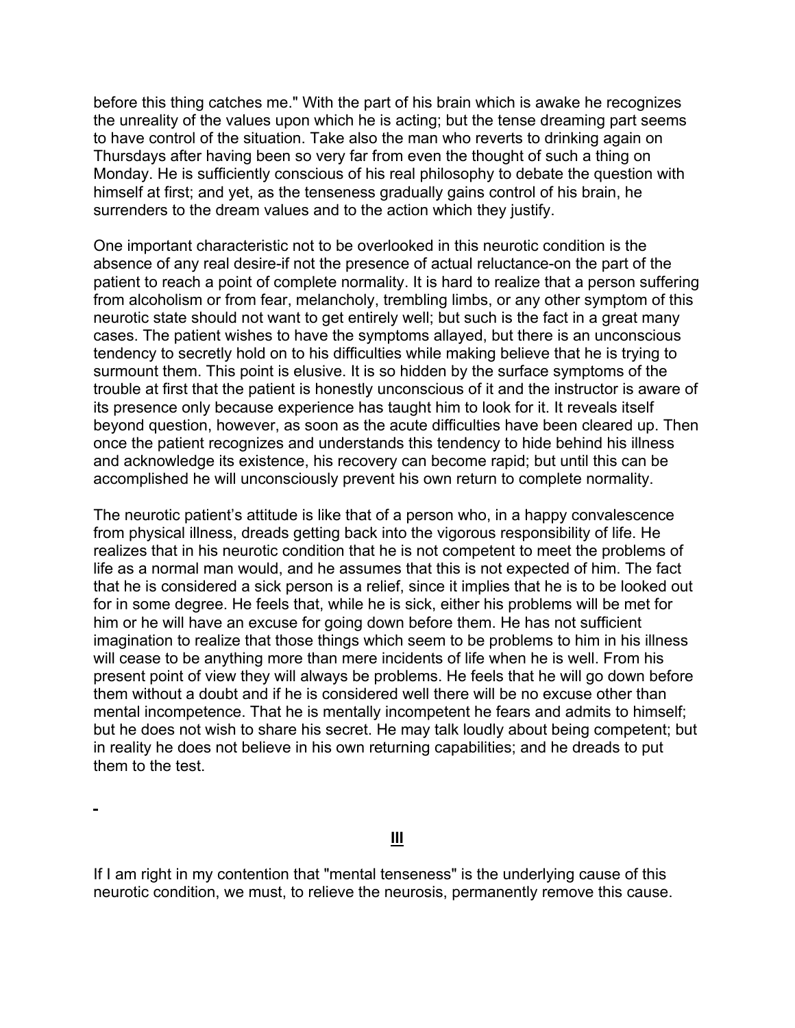before this thing catches me." With the part of his brain which is awake he recognizes the unreality of the values upon which he is acting; but the tense dreaming part seems to have control of the situation. Take also the man who reverts to drinking again on Thursdays after having been so very far from even the thought of such a thing on Monday. He is sufficiently conscious of his real philosophy to debate the question with himself at first; and yet, as the tenseness gradually gains control of his brain, he surrenders to the dream values and to the action which they justify.

One important characteristic not to be overlooked in this neurotic condition is the absence of any real desire-if not the presence of actual reluctance-on the part of the patient to reach a point of complete normality. It is hard to realize that a person suffering from alcoholism or from fear, melancholy, trembling limbs, or any other symptom of this neurotic state should not want to get entirely well; but such is the fact in a great many cases. The patient wishes to have the symptoms allayed, but there is an unconscious tendency to secretly hold on to his difficulties while making believe that he is trying to surmount them. This point is elusive. It is so hidden by the surface symptoms of the trouble at first that the patient is honestly unconscious of it and the instructor is aware of its presence only because experience has taught him to look for it. It reveals itself beyond question, however, as soon as the acute difficulties have been cleared up. Then once the patient recognizes and understands this tendency to hide behind his illness and acknowledge its existence, his recovery can become rapid; but until this can be accomplished he will unconsciously prevent his own return to complete normality.

The neurotic patient's attitude is like that of a person who, in a happy convalescence from physical illness, dreads getting back into the vigorous responsibility of life. He realizes that in his neurotic condition that he is not competent to meet the problems of life as a normal man would, and he assumes that this is not expected of him. The fact that he is considered a sick person is a relief, since it implies that he is to be looked out for in some degree. He feels that, while he is sick, either his problems will be met for him or he will have an excuse for going down before them. He has not sufficient imagination to realize that those things which seem to be problems to him in his illness will cease to be anything more than mere incidents of life when he is well. From his present point of view they will always be problems. He feels that he will go down before them without a doubt and if he is considered well there will be no excuse other than mental incompetence. That he is mentally incompetent he fears and admits to himself; but he does not wish to share his secret. He may talk loudly about being competent; but in reality he does not believe in his own returning capabilities; and he dreads to put them to the test.

## III

If I am right in my contention that "mental tenseness" is the underlying cause of this neurotic condition, we must, to relieve the neurosis, permanently remove this cause.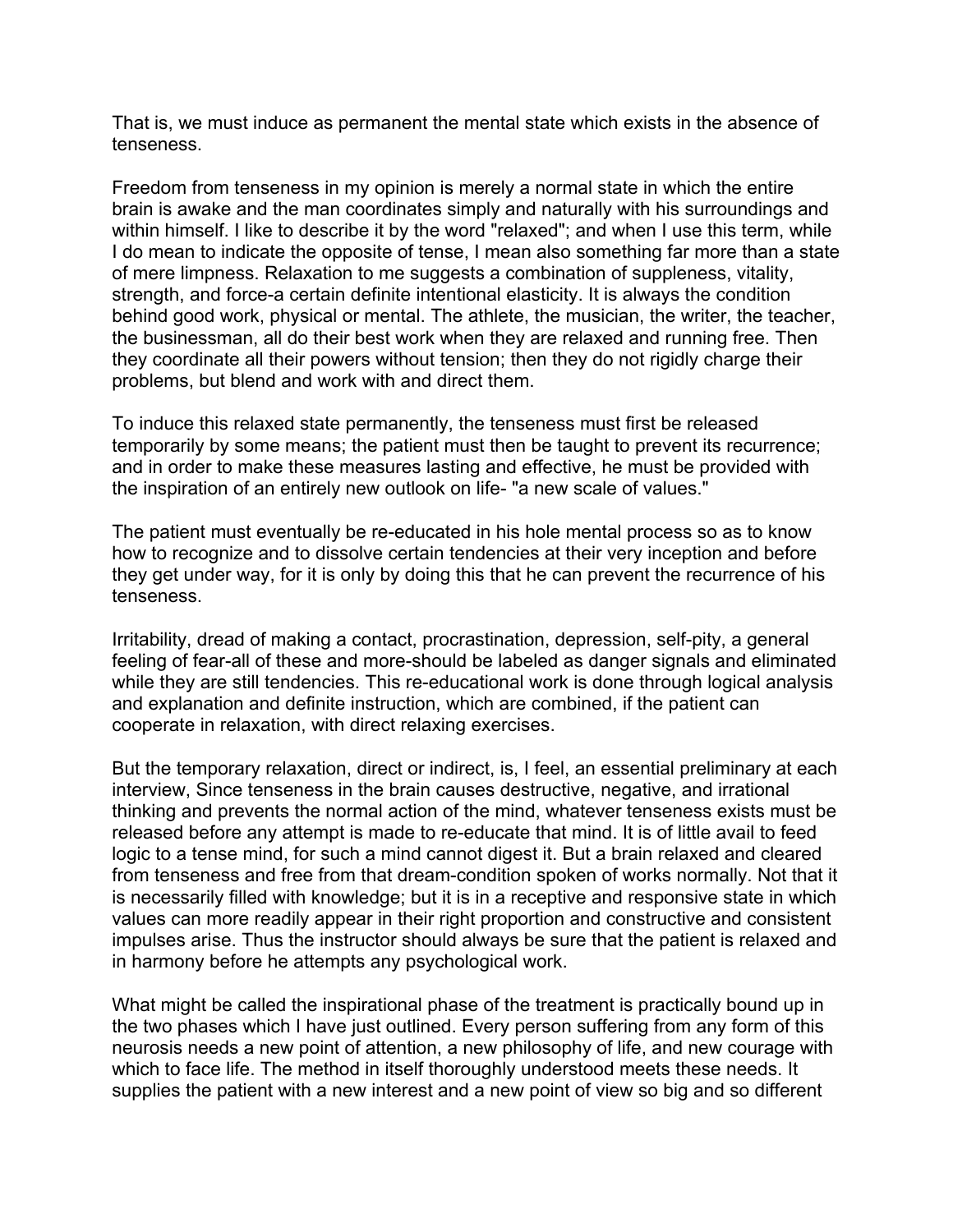That is, we must induce as permanent the mental state which exists in the absence of tenseness.

Freedom from tenseness in my opinion is merely a normal state in which the entire brain is awake and the man coordinates simply and naturally with his surroundings and within himself. I like to describe it by the word "relaxed"; and when I use this term, while I do mean to indicate the opposite of tense, I mean also something far more than a state of mere limpness. Relaxation to me suggests a combination of suppleness, vitality, strength, and force-a certain definite intentional elasticity. It is always the condition behind good work, physical or mental. The athlete, the musician, the writer, the teacher, the businessman, all do their best work when they are relaxed and running free. Then they coordinate all their powers without tension; then they do not rigidly charge their problems, but blend and work with and direct them.

To induce this relaxed state permanently, the tenseness must first be released temporarily by some means; the patient must then be taught to prevent its recurrence; and in order to make these measures lasting and effective, he must be provided with the inspiration of an entirely new outlook on life- "a new scale of values."

The patient must eventually be re-educated in his hole mental process so as to know how to recognize and to dissolve certain tendencies at their very inception and before they get under way, for it is only by doing this that he can prevent the recurrence of his tenseness.

Irritability, dread of making a contact, procrastination, depression, self-pity, a general feeling of fear-all of these and more-should be labeled as danger signals and eliminated while they are still tendencies. This re-educational work is done through logical analysis and explanation and definite instruction, which are combined, if the patient can cooperate in relaxation, with direct relaxing exercises.

But the temporary relaxation, direct or indirect, is, I feel, an essential preliminary at each interview, Since tenseness in the brain causes destructive, negative, and irrational thinking and prevents the normal action of the mind, whatever tenseness exists must be released before any attempt is made to re-educate that mind. It is of little avail to feed logic to a tense mind, for such a mind cannot digest it. But a brain relaxed and cleared from tenseness and free from that dream-condition spoken of works normally. Not that it is necessarily filled with knowledge; but it is in a receptive and responsive state in which values can more readily appear in their right proportion and constructive and consistent impulses arise. Thus the instructor should always be sure that the patient is relaxed and in harmony before he attempts any psychological work.

What might be called the inspirational phase of the treatment is practically bound up in the two phases which I have just outlined. Every person suffering from any form of this neurosis needs a new point of attention, a new philosophy of life, and new courage with which to face life. The method in itself thoroughly understood meets these needs. It supplies the patient with a new interest and a new point of view so big and so different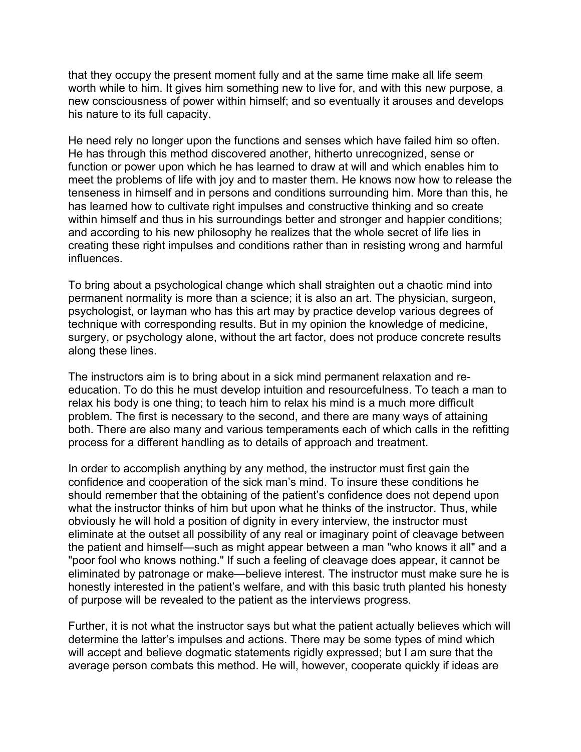that they occupy the present moment fully and at the same time make all life seem worth while to him. It gives him something new to live for, and with this new purpose, a new consciousness of power within himself; and so eventually it arouses and develops his nature to its full capacity.

He need rely no longer upon the functions and senses which have failed him so often. He has through this method discovered another, hitherto unrecognized, sense or function or power upon which he has learned to draw at will and which enables him to meet the problems of life with joy and to master them. He knows now how to release the tenseness in himself and in persons and conditions surrounding him. More than this, he has learned how to cultivate right impulses and constructive thinking and so create within himself and thus in his surroundings better and stronger and happier conditions; and according to his new philosophy he realizes that the whole secret of life lies in creating these right impulses and conditions rather than in resisting wrong and harmful influences.

To bring about a psychological change which shall straighten out a chaotic mind into permanent normality is more than a science; it is also an art. The physician, surgeon, psychologist, or layman who has this art may by practice develop various degrees of technique with corresponding results. But in my opinion the knowledge of medicine, surgery, or psychology alone, without the art factor, does not produce concrete results along these lines.

The instructors aim is to bring about in a sick mind permanent relaxation and re-education. To do this he must develop intuition and resourcefulness. To teach a man to relax his body is one thing; to teach him to relax his mind is a much more difficult problem. The first is necessary to the second, and there are many ways of attaining both. There are also many and various temperaments each of which calls in the refitting process for a different handling as to details of approach and treatment.

In order to accomplish anything by any method, the instructor must first gain the confidence and cooperation of the sick man's mind. To insure these conditions he should remember that the obtaining of the patient's confidence does not depend upon what the instructor thinks of him but upon what he thinks of the instructor. Thus, while obviously he will hold a position of dignity in every interview, the instructor must eliminate at the outset all possibility of any real or imaginary point of cleavage between the patient and himself—such as might appear between a man "who knows it all" and a "poor fool who knows nothing." If such a feeling of cleavage does appear, it cannot be eliminated by patronage or make—believe interest. The instructor must make sure he is honestly interested in the patient's welfare, and with this basic truth planted his honesty of purpose will be revealed to the patient as the interviews progress.

Further, it is not what the instructor says but what the patient actually believes which will determine the latter's impulses and actions. There may be some types of mind which will accept and believe dogmatic statements rigidly expressed; but I am sure that the average person combats this method. He will, however, cooperate quickly if ideas are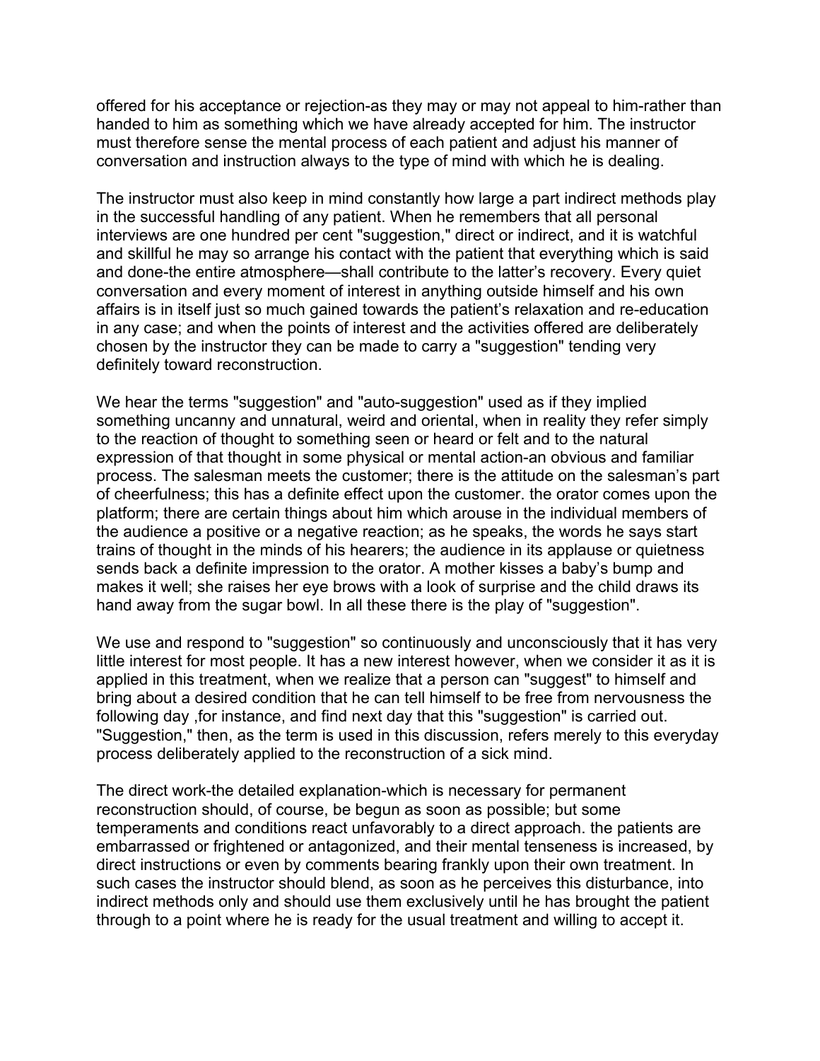offered for his acceptance or rejection-as they may or may not appeal to him-rather than handed to him as something which we have already accepted for him. The instructor must therefore sense the mental process of each patient and adjust his manner of conversation and instruction always to the type of mind with which he is dealing.

The instructor must also keep in mind constantly how large a part indirect methods play in the successful handling of any patient. When he remembers that all personal interviews are one hundred per cent "suggestion," direct or indirect, and it is watchful and skillful he may so arrange his contact with the patient that everything which is said and done-the entire atmosphere—shall contribute to the latter's recovery. Every quiet conversation and every moment of interest in anything outside himself and his own affairs is in itself just so much gained towards the patient's relaxation and re-education in any case; and when the points of interest and the activities offered are deliberately chosen by the instructor they can be made to carry a "suggestion" tending very definitely toward reconstruction.

We hear the terms "suggestion" and "auto-suggestion" used as if they implied something uncanny and unnatural, weird and oriental, when in reality they refer simply to the reaction of thought to something seen or heard or felt and to the natural expression of that thought in some physical or mental action-an obvious and familiar process. The salesman meets the customer; there is the attitude on the salesman's part of cheerfulness; this has a definite effect upon the customer. the orator comes upon the platform; there are certain things about him which arouse in the individual members of the audience a positive or a negative reaction; as he speaks, the words he says start trains of thought in the minds of his hearers; the audience in its applause or quietness sends back a definite impression to the orator. A mother kisses a baby's bump and makes it well; she raises her eye brows with a look of surprise and the child draws its hand away from the sugar bowl. In all these there is the play of "suggestion".

We use and respond to "suggestion" so continuously and unconsciously that it has very little interest for most people. It has a new interest however, when we consider it as it is applied in this treatment, when we realize that a person can "suggest" to himself and bring about a desired condition that he can tell himself to be free from nervousness the following day ,for instance, and find next day that this "suggestion" is carried out. "Suggestion," then, as the term is used in this discussion, refers merely to this everyday process deliberately applied to the reconstruction of a sick mind.

The direct work-the detailed explanation-which is necessary for permanent reconstruction should, of course, be begun as soon as possible; but some temperaments and conditions react unfavorably to a direct approach. the patients are embarrassed or frightened or antagonized, and their mental tenseness is increased, by direct instructions or even by comments bearing frankly upon their own treatment. In such cases the instructor should blend, as soon as he perceives this disturbance, into indirect methods only and should use them exclusively until he has brought the patient through to a point where he is ready for the usual treatment and willing to accept it.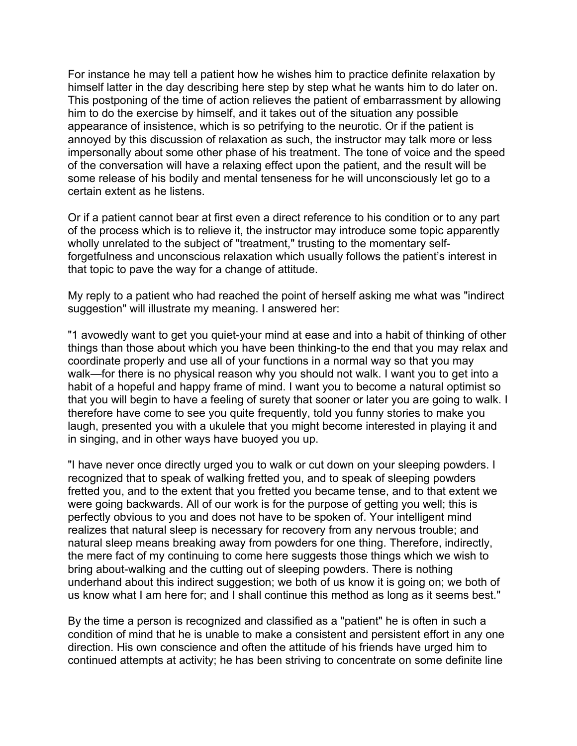For instance he may tell a patient how he wishes him to practice definite relaxation by himself latter in the day describing here step by step what he wants him to do later on. This postponing of the time of action relieves the patient of embarrassment by allowing him to do the exercise by himself, and it takes out of the situation any possible appearance of insistence, which is so petrifying to the neurotic. Or if the patient is annoyed by this discussion of relaxation as such, the instructor may talk more or less impersonally about some other phase of his treatment. The tone of voice and the speed of the conversation will have a relaxing effect upon the patient, and the result will be some release of his bodily and mental tenseness for he will unconsciously let go to a certain extent as he listens.

Or if a patient cannot bear at first even a direct reference to his condition or to any part of the process which is to relieve it, the instructor may introduce some topic apparently wholly unrelated to the subject of "treatment," trusting to the momentary self-forgetfulness and unconscious relaxation which usually follows the patient's interest in that topic to pave the way for a change of attitude.

My reply to a patient who had reached the point of herself asking me what was "indirect suggestion" will illustrate my meaning. I answered her:

"1 avowedly want to get you quiet-your mind at ease and into a habit of thinking of other things than those about which you have been thinking-to the end that you may relax and coordinate properly and use all of your functions in a normal way so that you may walk—for there is no physical reason why you should not walk. I want you to get into a habit of a hopeful and happy frame of mind. I want you to become a natural optimist so that you will begin to have a feeling of surety that sooner or later you are going to walk. I therefore have come to see you quite frequently, told you funny stories to make you laugh, presented you with a ukulele that you might become interested in playing it and in singing, and in other ways have buoyed you up.

"I have never once directly urged you to walk or cut down on your sleeping powders. I recognized that to speak of walking fretted you, and to speak of sleeping powders fretted you, and to the extent that you fretted you became tense, and to that extent we were going backwards. All of our work is for the purpose of getting you well; this is perfectly obvious to you and does not have to be spoken of. Your intelligent mind realizes that natural sleep is necessary for recovery from any nervous trouble; and natural sleep means breaking away from powders for one thing. Therefore, indirectly, the mere fact of my continuing to come here suggests those things which we wish to bring about-walking and the cutting out of sleeping powders. There is nothing underhand about this indirect suggestion; we both of us know it is going on; we both of us know what I am here for; and I shall continue this method as long as it seems best."

By the time a person is recognized and classified as a "patient" he is often in such a condition of mind that he is unable to make a consistent and persistent effort in any one direction. His own conscience and often the attitude of his friends have urged him to continued attempts at activity; he has been striving to concentrate on some definite line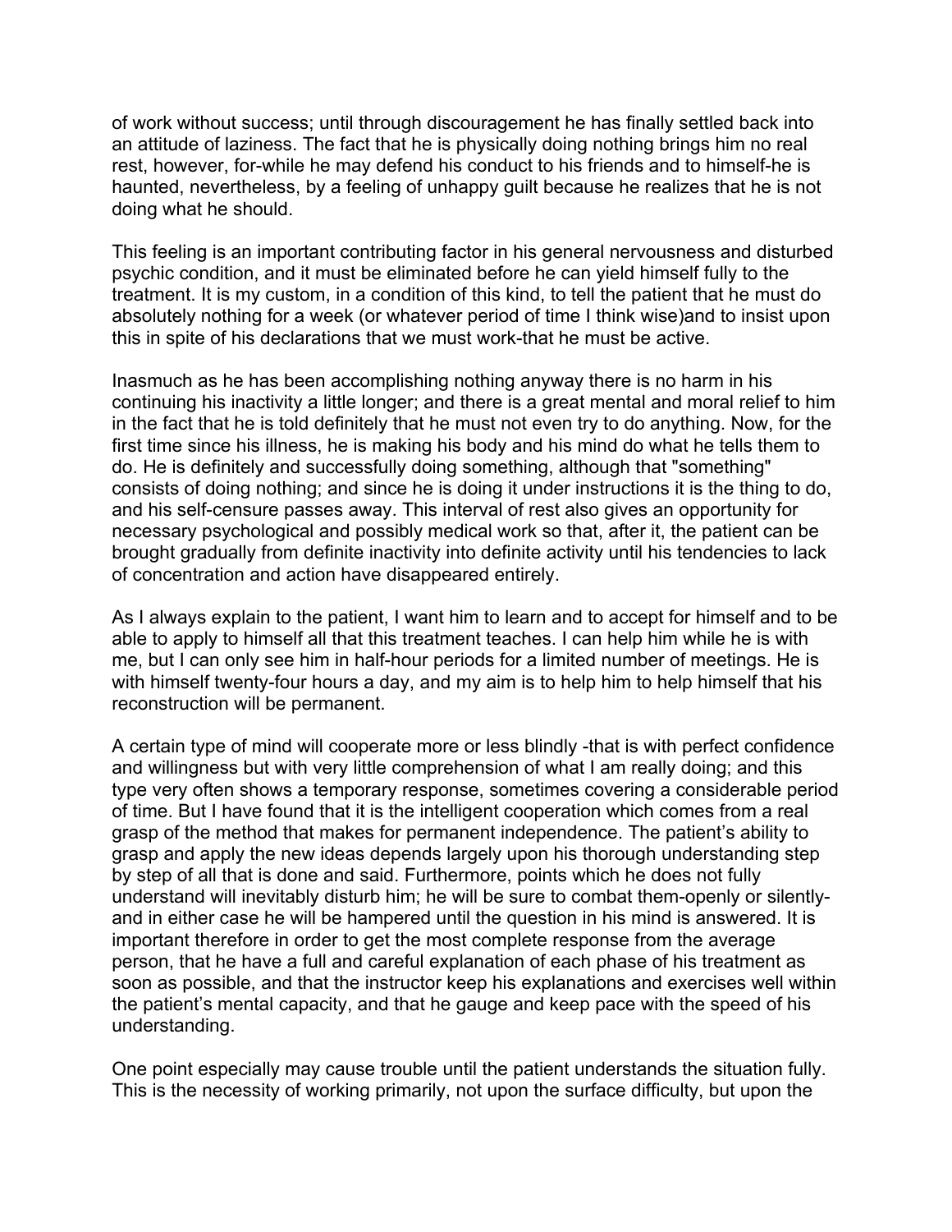of work without success; until through discouragement he has finally settled back into an attitude of laziness. The fact that he is physically doing nothing brings him no real rest, however, for-while he may defend his conduct to his friends and to himself-he is haunted, nevertheless, by a feeling of unhappy guilt because he realizes that he is not doing what he should.

This feeling is an important contributing factor in his general nervousness and disturbed psychic condition, and it must be eliminated before he can yield himself fully to the treatment. It is my custom, in a condition of this kind, to tell the patient that he must do absolutely nothing for a week (or whatever period of time I think wise)and to insist upon this in spite of his declarations that we must work-that he must be active.

Inasmuch as he has been accomplishing nothing anyway there is no harm in his continuing his inactivity a little longer; and there is a great mental and moral relief to him in the fact that he is told definitely that he must not even try to do anything. Now, for the first time since his illness, he is making his body and his mind do what he tells them to do. He is definitely and successfully doing something, although that "something" consists of doing nothing; and since he is doing it under instructions it is the thing to do, and his self-censure passes away. This interval of rest also gives an opportunity for necessary psychological and possibly medical work so that, after it, the patient can be brought gradually from definite inactivity into definite activity until his tendencies to lack of concentration and action have disappeared entirely.

As I always explain to the patient, I want him to learn and to accept for himself and to be able to apply to himself all that this treatment teaches. I can help him while he is with me, but I can only see him in half-hour periods for a limited number of meetings. He is with himself twenty-four hours a day, and my aim is to help him to help himself that his reconstruction will be permanent.

A certain type of mind will cooperate more or less blindly -that is with perfect confidence and willingness but with very little comprehension of what I am really doing; and this type very often shows a temporary response, sometimes covering a considerable period of time. But I have found that it is the intelligent cooperation which comes from a real grasp of the method that makes for permanent independence. The patient's ability to grasp and apply the new ideas depends largely upon his thorough understanding step by step of all that is done and said. Furthermore, points which he does not fully understand will inevitably disturb him; he will be sure to combat them-openly or silently-and in either case he will be hampered until the question in his mind is answered. It is important therefore in order to get the most complete response from the average person, that he have a full and careful explanation of each phase of his treatment as soon as possible, and that the instructor keep his explanations and exercises well within the patient's mental capacity, and that he gauge and keep pace with the speed of his understanding.

One point especially may cause trouble until the patient understands the situation fully. This is the necessity of working primarily, not upon the surface difficulty, but upon the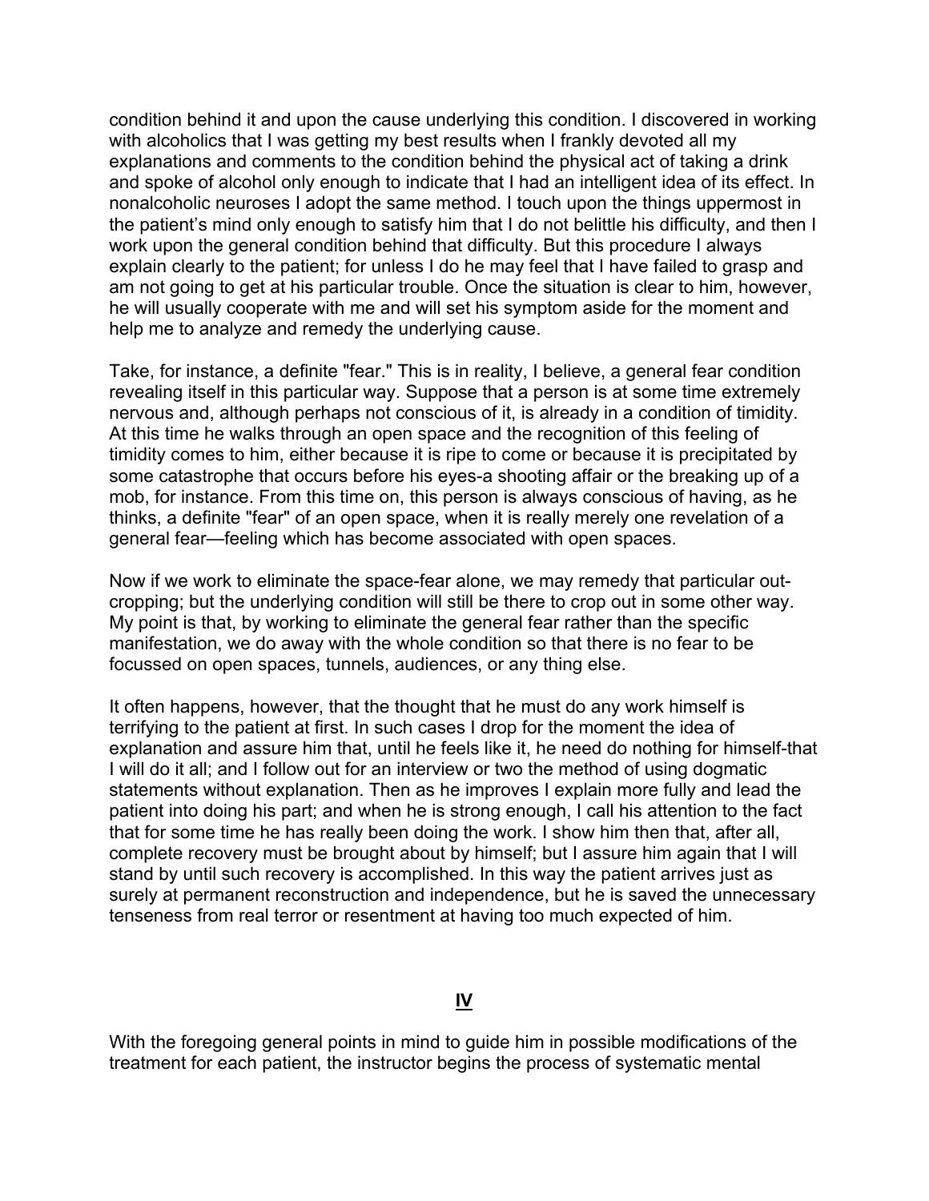condition behind it and upon the cause underlying this condition. I discovered in working with alcoholics that I was getting my best results when I frankly devoted all my explanations and comments to the condition behind the physical act of taking a drink and spoke of alcohol only enough to indicate that I had an intelligent idea of its effect. In nonalcoholic neuroses I adopt the same method. I touch upon the things uppermost in the patient's mind only enough to satisfy him that I do not belittle his difficulty, and then I work upon the general condition behind that difficulty. But this procedure I always explain clearly to the patient; for unless I do he may feel that I have failed to grasp and am not going to get at his particular trouble. Once the situation is clear to him, however, he will usually cooperate with me and will set his symptom aside for the moment and help me to analyze and remedy the underlying cause.

Take, for instance, a definite "fear." This is in reality, I believe, a general fear condition revealing itself in this particular way. Suppose that a person is at some time extremely nervous and, although perhaps not conscious of it, is already in a condition of timidity. At this time he walks through an open space and the recognition of this feeling of timidity comes to him, either because it is ripe to come or because it is precipitated by some catastrophe that occurs before his eyes-a shooting affair or the breaking up of a mob, for instance. From this time on, this person is always conscious of having, as he thinks, a definite "fear" of an open space, when it is really merely one revelation of a general fear—feeling which has become associated with open spaces.

Now if we work to eliminate the space-fear alone, we may remedy that particular out-cropping; but the underlying condition will still be there to crop out in some other way. My point is that, by working to eliminate the general fear rather than the specific manifestation, we do away with the whole condition so that there is no fear to be focussed on open spaces, tunnels, audiences, or any thing else.

It often happens, however, that the thought that he must do any work himself is terrifying to the patient at first. In such cases I drop for the moment the idea of explanation and assure him that, until he feels like it, he need do nothing for himself-that I will do it all; and I follow out for an interview or two the method of using dogmatic statements without explanation. Then as he improves I explain more fully and lead the patient into doing his part; and when he is strong enough, I call his attention to the fact that for some time he has really been doing the work. I show him then that, after all, complete recovery must be brought about by himself; but I assure him again that I will stand by until such recovery is accomplished. In this way the patient arrives just as surely at permanent reconstruction and independence, but he is saved the unnecessary tenseness from real terror or resentment at having too much expected of him.

## IV

With the foregoing general points in mind to guide him in possible modifications of the treatment for each patient, the instructor begins the process of systematic mental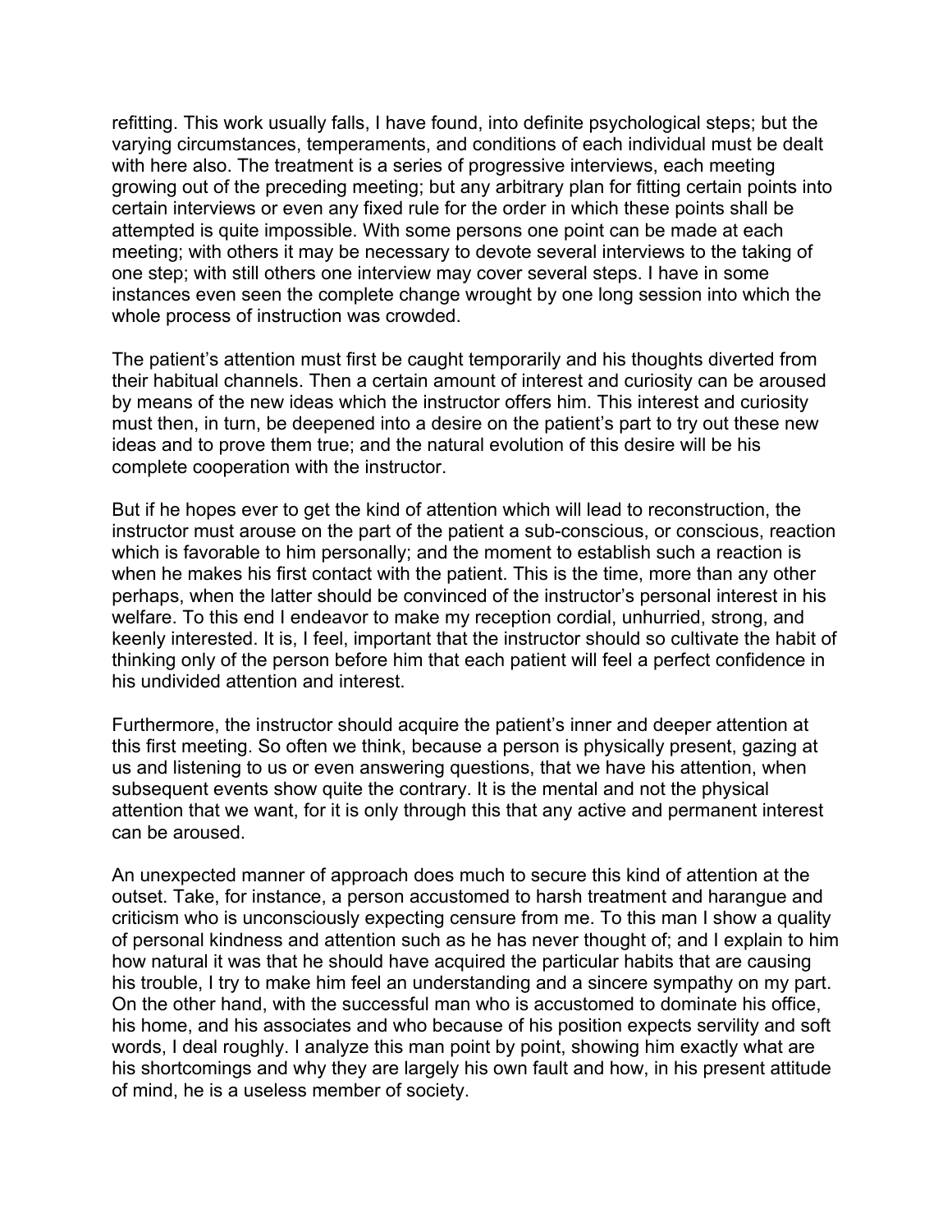refitting. This work usually falls, I have found, into definite psychological steps; but the varying circumstances, temperaments, and conditions of each individual must be dealt with here also. The treatment is a series of progressive interviews, each meeting growing out of the preceding meeting; but any arbitrary plan for fitting certain points into certain interviews or even any fixed rule for the order in which these points shall be attempted is quite impossible. With some persons one point can be made at each meeting; with others it may be necessary to devote several interviews to the taking of one step; with still others one interview may cover several steps. I have in some instances even seen the complete change wrought by one long session into which the whole process of instruction was crowded.

The patient’s attention must first be caught temporarily and his thoughts diverted from their habitual channels. Then a certain amount of interest and curiosity can be aroused by means of the new ideas which the instructor offers him. This interest and curiosity must then, in turn, be deepened into a desire on the patient’s part to try out these new ideas and to prove them true; and the natural evolution of this desire will be his complete cooperation with the instructor.

But if he hopes ever to get the kind of attention which will lead to reconstruction, the instructor must arouse on the part of the patient a sub-conscious, or conscious, reaction which is favorable to him personally; and the moment to establish such a reaction is when he makes his first contact with the patient. This is the time, more than any other perhaps, when the latter should be convinced of the instructor’s personal interest in his welfare. To this end I endeavor to make my reception cordial, unhurried, strong, and keenly interested. It is, I feel, important that the instructor should so cultivate the habit of thinking only of the person before him that each patient will feel a perfect confidence in his undivided attention and interest.

Furthermore, the instructor should acquire the patient’s inner and deeper attention at this first meeting. So often we think, because a person is physically present, gazing at us and listening to us or even answering questions, that we have his attention, when subsequent events show quite the contrary. It is the mental and not the physical attention that we want, for it is only through this that any active and permanent interest can be aroused.

An unexpected manner of approach does much to secure this kind of attention at the outset. Take, for instance, a person accustomed to harsh treatment and harangue and criticism who is unconsciously expecting censure from me. To this man I show a quality of personal kindness and attention such as he has never thought of; and I explain to him how natural it was that he should have acquired the particular habits that are causing his trouble, I try to make him feel an understanding and a sincere sympathy on my part. On the other hand, with the successful man who is accustomed to dominate his office, his home, and his associates and who because of his position expects servility and soft words, I deal roughly. I analyze this man point by point, showing him exactly what are his shortcomings and why they are largely his own fault and how, in his present attitude of mind, he is a useless member of society.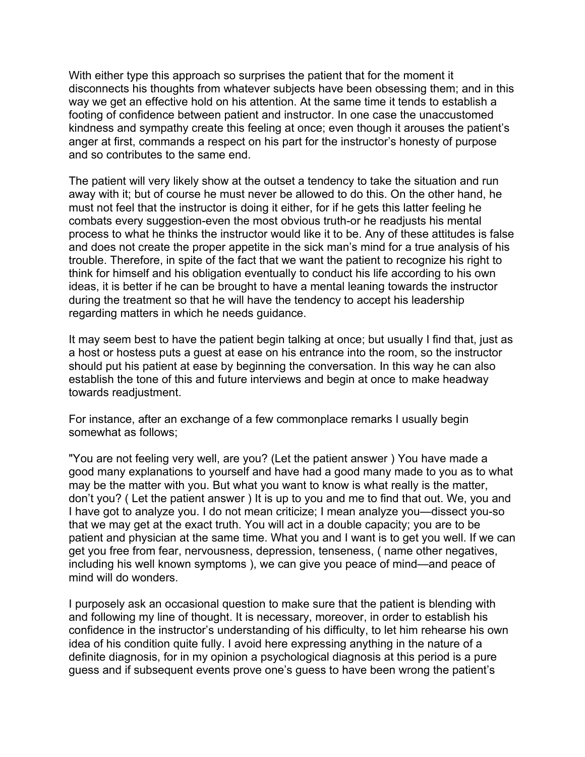With either type this approach so surprises the patient that for the moment it disconnects his thoughts from whatever subjects have been obsessing them; and in this way we get an effective hold on his attention. At the same time it tends to establish a footing of confidence between patient and instructor. In one case the unaccustomed kindness and sympathy create this feeling at once; even though it arouses the patient's anger at first, commands a respect on his part for the instructor's honesty of purpose and so contributes to the same end.

The patient will very likely show at the outset a tendency to take the situation and run away with it; but of course he must never be allowed to do this. On the other hand, he must not feel that the instructor is doing it either, for if he gets this latter feeling he combats every suggestion-even the most obvious truth-or he readjusts his mental process to what he thinks the instructor would like it to be. Any of these attitudes is false and does not create the proper appetite in the sick man's mind for a true analysis of his trouble. Therefore, in spite of the fact that we want the patient to recognize his right to think for himself and his obligation eventually to conduct his life according to his own ideas, it is better if he can be brought to have a mental leaning towards the instructor during the treatment so that he will have the tendency to accept his leadership regarding matters in which he needs guidance.

It may seem best to have the patient begin talking at once; but usually I find that, just as a host or hostess puts a guest at ease on his entrance into the room, so the instructor should put his patient at ease by beginning the conversation. In this way he can also establish the tone of this and future interviews and begin at once to make headway towards readjustment.

For instance, after an exchange of a few commonplace remarks I usually begin somewhat as follows;

"You are not feeling very well, are you? (Let the patient answer ) You have made a good many explanations to yourself and have had a good many made to you as to what may be the matter with you. But what you want to know is what really is the matter, don't you? ( Let the patient answer ) It is up to you and me to find that out. We, you and I have got to analyze you. I do not mean criticize; I mean analyze you—dissect you-so that we may get at the exact truth. You will act in a double capacity; you are to be patient and physician at the same time. What you and I want is to get you well. If we can get you free from fear, nervousness, depression, tenseness, ( name other negatives, including his well known symptoms ), we can give you peace of mind—and peace of mind will do wonders.

I purposely ask an occasional question to make sure that the patient is blending with and following my line of thought. It is necessary, moreover, in order to establish his confidence in the instructor's understanding of his difficulty, to let him rehearse his own idea of his condition quite fully. I avoid here expressing anything in the nature of a definite diagnosis, for in my opinion a psychological diagnosis at this period is a pure guess and if subsequent events prove one's guess to have been wrong the patient's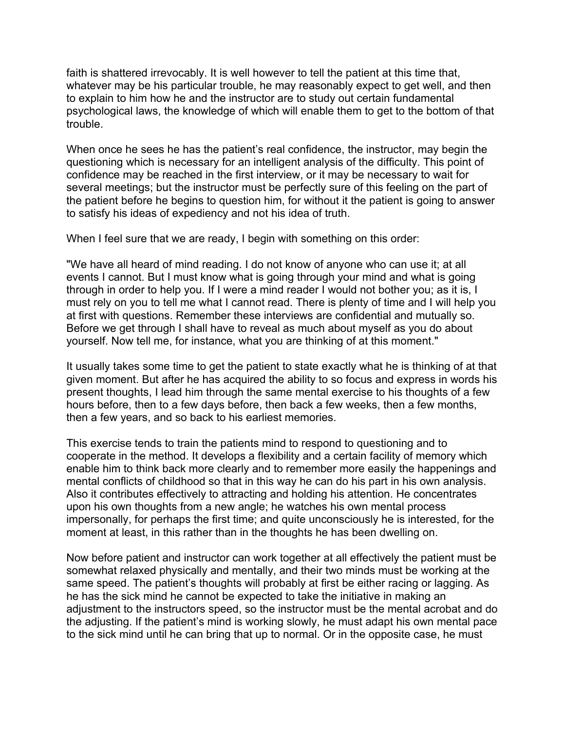faith is shattered irrevocably. It is well however to tell the patient at this time that, whatever may be his particular trouble, he may reasonably expect to get well, and then to explain to him how he and the instructor are to study out certain fundamental psychological laws, the knowledge of which will enable them to get to the bottom of that trouble.

When once he sees he has the patient's real confidence, the instructor, may begin the questioning which is necessary for an intelligent analysis of the difficulty. This point of confidence may be reached in the first interview, or it may be necessary to wait for several meetings; but the instructor must be perfectly sure of this feeling on the part of the patient before he begins to question him, for without it the patient is going to answer to satisfy his ideas of expediency and not his idea of truth.

When I feel sure that we are ready, I begin with something on this order:

"We have all heard of mind reading. I do not know of anyone who can use it; at all events I cannot. But I must know what is going through your mind and what is going through in order to help you. If I were a mind reader I would not bother you; as it is, I must rely on you to tell me what I cannot read. There is plenty of time and I will help you at first with questions. Remember these interviews are confidential and mutually so. Before we get through I shall have to reveal as much about myself as you do about yourself. Now tell me, for instance, what you are thinking of at this moment."

It usually takes some time to get the patient to state exactly what he is thinking of at that given moment. But after he has acquired the ability to so focus and express in words his present thoughts, I lead him through the same mental exercise to his thoughts of a few hours before, then to a few days before, then back a few weeks, then a few months, then a few years, and so back to his earliest memories.

This exercise tends to train the patients mind to respond to questioning and to cooperate in the method. It develops a flexibility and a certain facility of memory which enable him to think back more clearly and to remember more easily the happenings and mental conflicts of childhood so that in this way he can do his part in his own analysis. Also it contributes effectively to attracting and holding his attention. He concentrates upon his own thoughts from a new angle; he watches his own mental process impersonally, for perhaps the first time; and quite unconsciously he is interested, for the moment at least, in this rather than in the thoughts he has been dwelling on.

Now before patient and instructor can work together at all effectively the patient must be somewhat relaxed physically and mentally, and their two minds must be working at the same speed. The patient's thoughts will probably at first be either racing or lagging. As he has the sick mind he cannot be expected to take the initiative in making an adjustment to the instructors speed, so the instructor must be the mental acrobat and do the adjusting. If the patient's mind is working slowly, he must adapt his own mental pace to the sick mind until he can bring that up to normal. Or in the opposite case, he must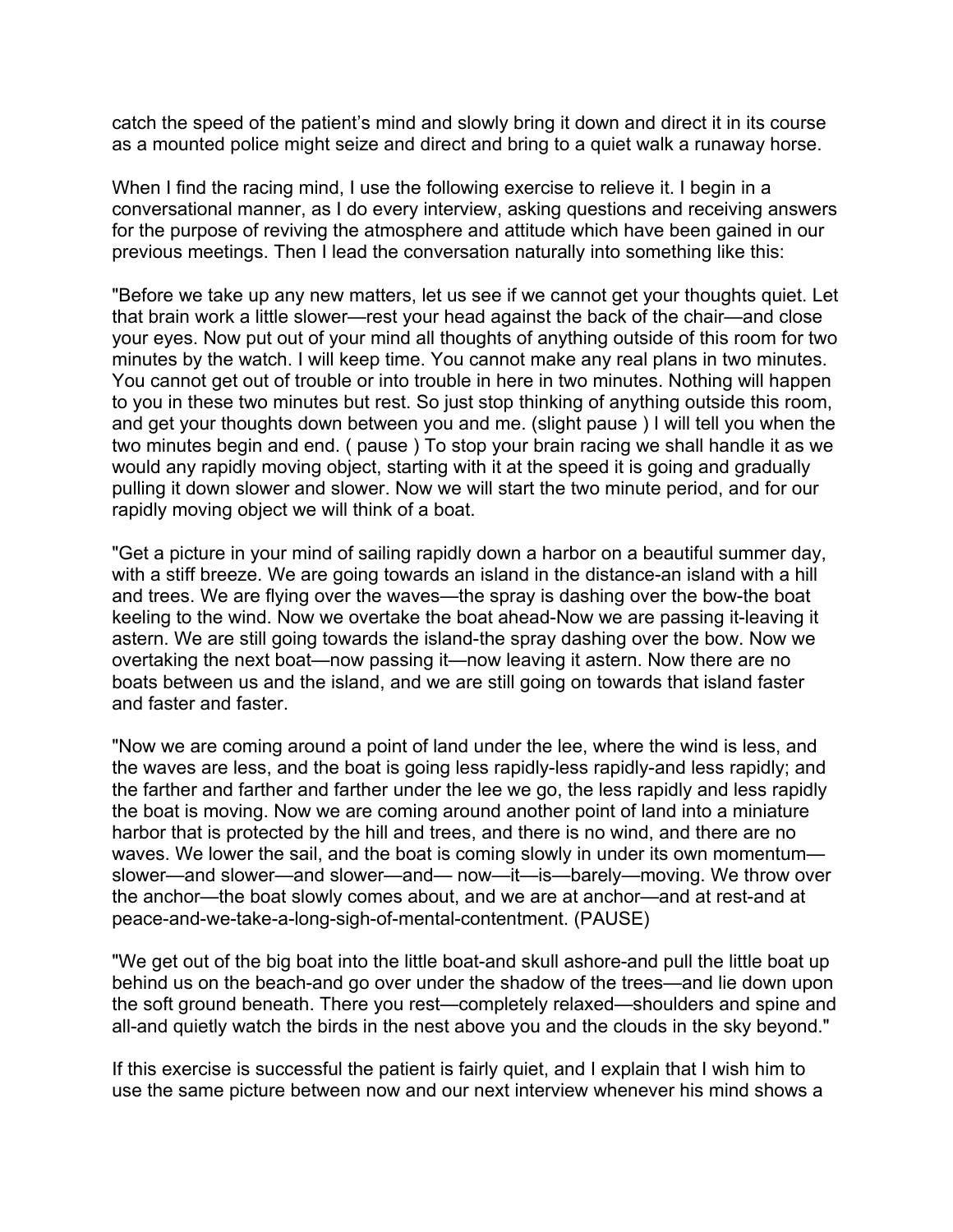catch the speed of the patient's mind and slowly bring it down and direct it in its course as a mounted police might seize and direct and bring to a quiet walk a runaway horse.

When I find the racing mind, I use the following exercise to relieve it. I begin in a conversational manner, as I do every interview, asking questions and receiving answers for the purpose of reviving the atmosphere and attitude which have been gained in our previous meetings. Then I lead the conversation naturally into something like this:

"Before we take up any new matters, let us see if we cannot get your thoughts quiet. Let that brain work a little slower—rest your head against the back of the chair—and close your eyes. Now put out of your mind all thoughts of anything outside of this room for two minutes by the watch. I will keep time. You cannot make any real plans in two minutes. You cannot get out of trouble or into trouble in here in two minutes. Nothing will happen to you in these two minutes but rest. So just stop thinking of anything outside this room, and get your thoughts down between you and me. (slight pause ) I will tell you when the two minutes begin and end. ( pause ) To stop your brain racing we shall handle it as we would any rapidly moving object, starting with it at the speed it is going and gradually pulling it down slower and slower. Now we will start the two minute period, and for our rapidly moving object we will think of a boat.

"Get a picture in your mind of sailing rapidly down a harbor on a beautiful summer day, with a stiff breeze. We are going towards an island in the distance-an island with a hill and trees. We are flying over the waves—the spray is dashing over the bow-the boat keeling to the wind. Now we overtake the boat ahead-Now we are passing it-leaving it astern. We are still going towards the island-the spray dashing over the bow. Now we overtaking the next boat—now passing it—now leaving it astern. Now there are no boats between us and the island, and we are still going on towards that island faster and faster and faster.

"Now we are coming around a point of land under the lee, where the wind is less, and the waves are less, and the boat is going less rapidly-less rapidly-and less rapidly; and the farther and farther and farther under the lee we go, the less rapidly and less rapidly the boat is moving. Now we are coming around another point of land into a miniature harbor that is protected by the hill and trees, and there is no wind, and there are no waves. We lower the sail, and the boat is coming slowly in under its own momentum—slower—and slower—and slower—and— now—it—is—barely—moving. We throw over the anchor—the boat slowly comes about, and we are at anchor—and at rest-and at peace-and-we-take-a-long-sigh-of-mental-contentment. (PAUSE)

"We get out of the big boat into the little boat-and skull ashore-and pull the little boat up behind us on the beach-and go over under the shadow of the trees—and lie down upon the soft ground beneath. There you rest—completely relaxed—shoulders and spine and all-and quietly watch the birds in the nest above you and the clouds in the sky beyond."

If this exercise is successful the patient is fairly quiet, and I explain that I wish him to use the same picture between now and our next interview whenever his mind shows a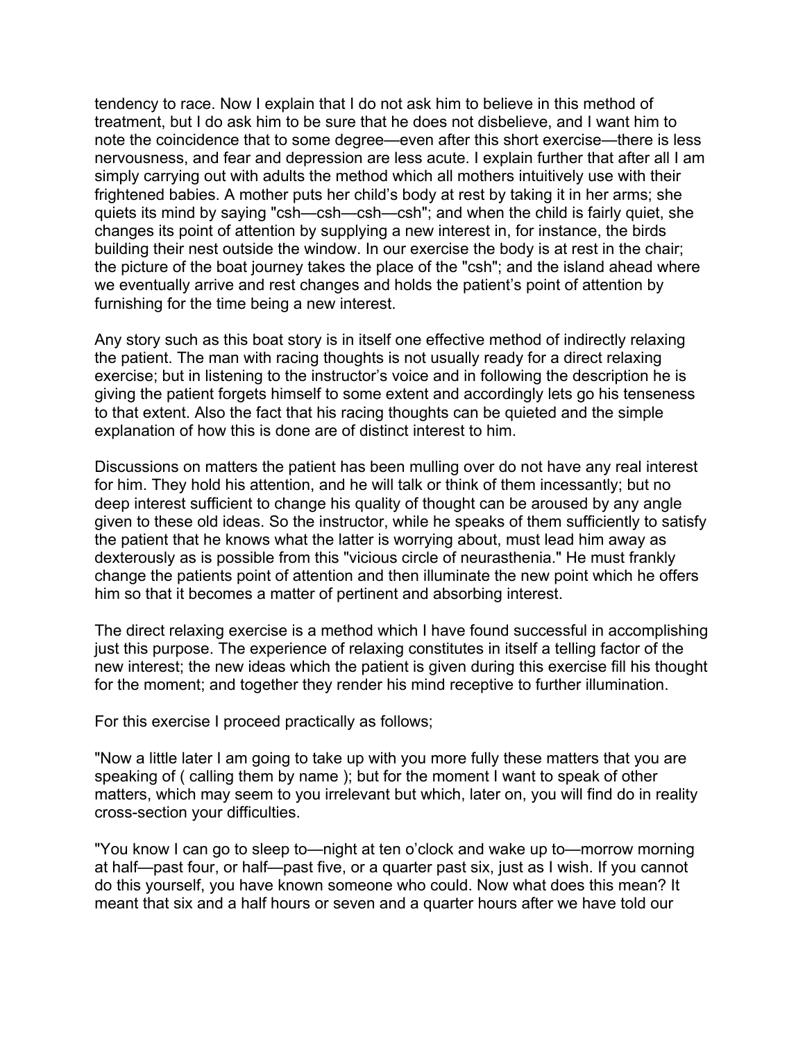tendency to race. Now I explain that I do not ask him to believe in this method of treatment, but I do ask him to be sure that he does not disbelieve, and I want him to note the coincidence that to some degree—even after this short exercise—there is less nervousness, and fear and depression are less acute. I explain further that after all I am simply carrying out with adults the method which all mothers intuitively use with their frightened babies. A mother puts her child's body at rest by taking it in her arms; she quiets its mind by saying "csh—csh—csh—csh"; and when the child is fairly quiet, she changes its point of attention by supplying a new interest in, for instance, the birds building their nest outside the window. In our exercise the body is at rest in the chair; the picture of the boat journey takes the place of the "csh"; and the island ahead where we eventually arrive and rest changes and holds the patient's point of attention by furnishing for the time being a new interest.

Any story such as this boat story is in itself one effective method of indirectly relaxing the patient. The man with racing thoughts is not usually ready for a direct relaxing exercise; but in listening to the instructor's voice and in following the description he is giving the patient forgets himself to some extent and accordingly lets go his tenseness to that extent. Also the fact that his racing thoughts can be quieted and the simple explanation of how this is done are of distinct interest to him.

Discussions on matters the patient has been mulling over do not have any real interest for him. They hold his attention, and he will talk or think of them incessantly; but no deep interest sufficient to change his quality of thought can be aroused by any angle given to these old ideas. So the instructor, while he speaks of them sufficiently to satisfy the patient that he knows what the latter is worrying about, must lead him away as dexterously as is possible from this "vicious circle of neurasthenia." He must frankly change the patients point of attention and then illuminate the new point which he offers him so that it becomes a matter of pertinent and absorbing interest.

The direct relaxing exercise is a method which I have found successful in accomplishing just this purpose. The experience of relaxing constitutes in itself a telling factor of the new interest; the new ideas which the patient is given during this exercise fill his thought for the moment; and together they render his mind receptive to further illumination.

For this exercise I proceed practically as follows;

"Now a little later I am going to take up with you more fully these matters that you are speaking of ( calling them by name ); but for the moment I want to speak of other matters, which may seem to you irrelevant but which, later on, you will find do in reality cross-section your difficulties.

"You know I can go to sleep to—night at ten o'clock and wake up to—morrow morning at half—past four, or half—past five, or a quarter past six, just as I wish. If you cannot do this yourself, you have known someone who could. Now what does this mean? It meant that six and a half hours or seven and a quarter hours after we have told our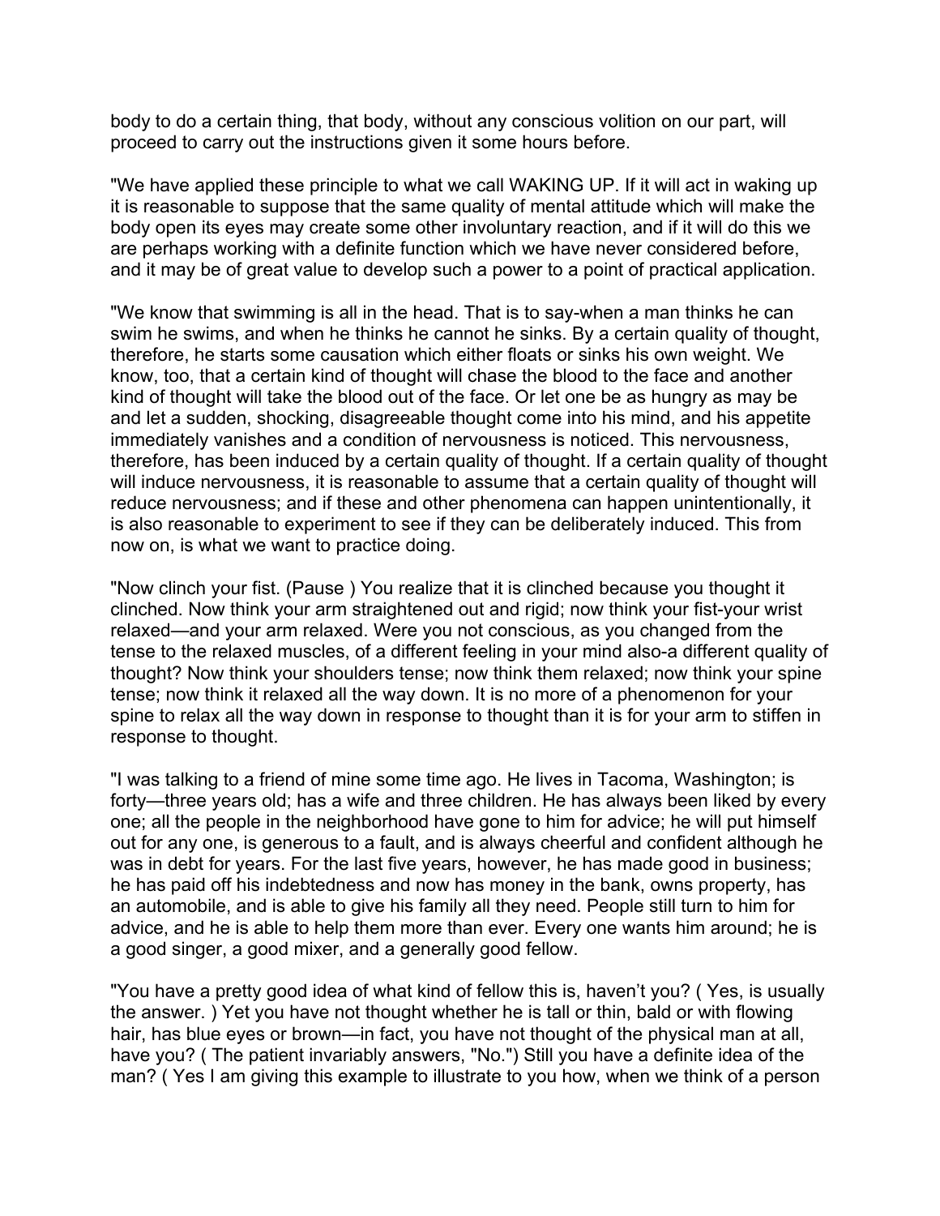body to do a certain thing, that body, without any conscious volition on our part, will proceed to carry out the instructions given it some hours before.

"We have applied these principle to what we call WAKING UP. If it will act in waking up it is reasonable to suppose that the same quality of mental attitude which will make the body open its eyes may create some other involuntary reaction, and if it will do this we are perhaps working with a definite function which we have never considered before, and it may be of great value to develop such a power to a point of practical application.

"We know that swimming is all in the head. That is to say-when a man thinks he can swim he swims, and when he thinks he cannot he sinks. By a certain quality of thought, therefore, he starts some causation which either floats or sinks his own weight. We know, too, that a certain kind of thought will chase the blood to the face and another kind of thought will take the blood out of the face. Or let one be as hungry as may be and let a sudden, shocking, disagreeable thought come into his mind, and his appetite immediately vanishes and a condition of nervousness is noticed. This nervousness, therefore, has been induced by a certain quality of thought. If a certain quality of thought will induce nervousness, it is reasonable to assume that a certain quality of thought will reduce nervousness; and if these and other phenomena can happen unintentionally, it is also reasonable to experiment to see if they can be deliberately induced. This from now on, is what we want to practice doing.

"Now clinch your fist. (Pause ) You realize that it is clinched because you thought it clinched. Now think your arm straightened out and rigid; now think your fist-your wrist relaxed—and your arm relaxed. Were you not conscious, as you changed from the tense to the relaxed muscles, of a different feeling in your mind also-a different quality of thought? Now think your shoulders tense; now think them relaxed; now think your spine tense; now think it relaxed all the way down. It is no more of a phenomenon for your spine to relax all the way down in response to thought than it is for your arm to stiffen in response to thought.

"I was talking to a friend of mine some time ago. He lives in Tacoma, Washington; is forty—three years old; has a wife and three children. He has always been liked by every one; all the people in the neighborhood have gone to him for advice; he will put himself out for any one, is generous to a fault, and is always cheerful and confident although he was in debt for years. For the last five years, however, he has made good in business; he has paid off his indebtedness and now has money in the bank, owns property, has an automobile, and is able to give his family all they need. People still turn to him for advice, and he is able to help them more than ever. Every one wants him around; he is a good singer, a good mixer, and a generally good fellow.

"You have a pretty good idea of what kind of fellow this is, haven't you? ( Yes, is usually the answer. ) Yet you have not thought whether he is tall or thin, bald or with flowing hair, has blue eyes or brown—in fact, you have not thought of the physical man at all, have you? ( The patient invariably answers, "No.") Still you have a definite idea of the man? ( Yes I am giving this example to illustrate to you how, when we think of a person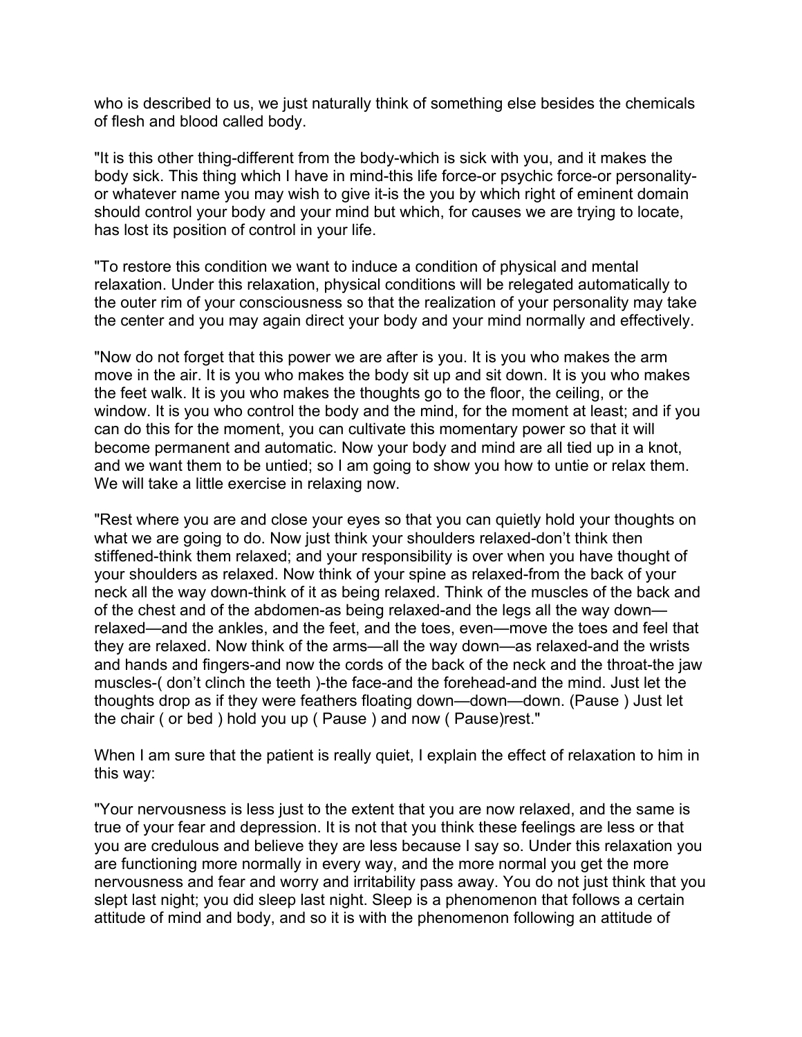who is described to us, we just naturally think of something else besides the chemicals of flesh and blood called body.

"It is this other thing-different from the body-which is sick with you, and it makes the body sick. This thing which I have in mind-this life force-or psychic force-or personality-or whatever name you may wish to give it-is the you by which right of eminent domain should control your body and your mind but which, for causes we are trying to locate, has lost its position of control in your life.

"To restore this condition we want to induce a condition of physical and mental relaxation. Under this relaxation, physical conditions will be relegated automatically to the outer rim of your consciousness so that the realization of your personality may take the center and you may again direct your body and your mind normally and effectively.

"Now do not forget that this power we are after is you. It is you who makes the arm move in the air. It is you who makes the body sit up and sit down. It is you who makes the feet walk. It is you who makes the thoughts go to the floor, the ceiling, or the window. It is you who control the body and the mind, for the moment at least; and if you can do this for the moment, you can cultivate this momentary power so that it will become permanent and automatic. Now your body and mind are all tied up in a knot, and we want them to be untied; so I am going to show you how to untie or relax them. We will take a little exercise in relaxing now.

"Rest where you are and close your eyes so that you can quietly hold your thoughts on what we are going to do. Now just think your shoulders relaxed-don't think then stiffened-think them relaxed; and your responsibility is over when you have thought of your shoulders as relaxed. Now think of your spine as relaxed-from the back of your neck all the way down-think of it as being relaxed. Think of the muscles of the back and of the chest and of the abdomen-as being relaxed-and the legs all the way down—relaxed—and the ankles, and the feet, and the toes, even—move the toes and feel that they are relaxed. Now think of the arms—all the way down—as relaxed-and the wrists and hands and fingers-and now the cords of the back of the neck and the throat-the jaw muscles-( don't clinch the teeth )-the face-and the forehead-and the mind. Just let the thoughts drop as if they were feathers floating down—down—down. (Pause ) Just let the chair ( or bed ) hold you up ( Pause ) and now ( Pause)rest."

When I am sure that the patient is really quiet, I explain the effect of relaxation to him in this way:

"Your nervousness is less just to the extent that you are now relaxed, and the same is true of your fear and depression. It is not that you think these feelings are less or that you are credulous and believe they are less because I say so. Under this relaxation you are functioning more normally in every way, and the more normal you get the more nervousness and fear and worry and irritability pass away. You do not just think that you slept last night; you did sleep last night. Sleep is a phenomenon that follows a certain attitude of mind and body, and so it is with the phenomenon following an attitude of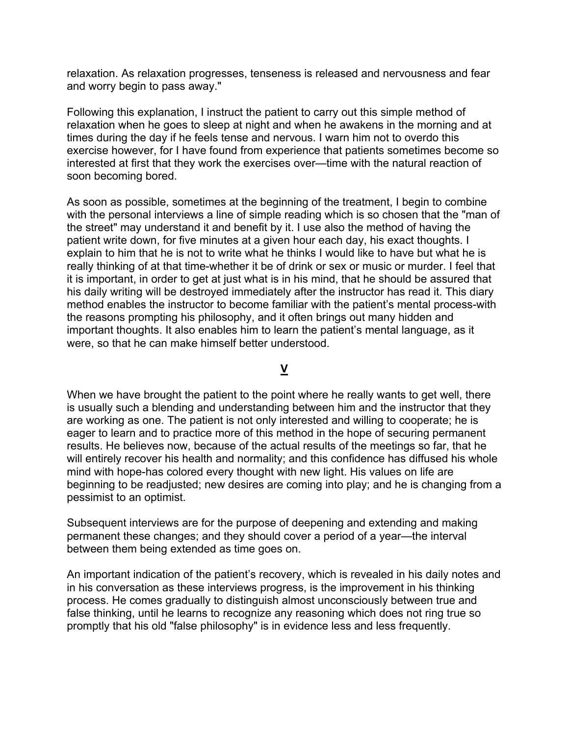relaxation. As relaxation progresses, tenseness is released and nervousness and fear and worry begin to pass away."

Following this explanation, I instruct the patient to carry out this simple method of relaxation when he goes to sleep at night and when he awakens in the morning and at times during the day if he feels tense and nervous. I warn him not to overdo this exercise however, for I have found from experience that patients sometimes become so interested at first that they work the exercises over—time with the natural reaction of soon becoming bored.

As soon as possible, sometimes at the beginning of the treatment, I begin to combine with the personal interviews a line of simple reading which is so chosen that the "man of the street" may understand it and benefit by it. I use also the method of having the patient write down, for five minutes at a given hour each day, his exact thoughts. I explain to him that he is not to write what he thinks I would like to have but what he is really thinking of at that time-whether it be of drink or sex or music or murder. I feel that it is important, in order to get at just what is in his mind, that he should be assured that his daily writing will be destroyed immediately after the instructor has read it. This diary method enables the instructor to become familiar with the patient's mental process-with the reasons prompting his philosophy, and it often brings out many hidden and important thoughts. It also enables him to learn the patient's mental language, as it were, so that he can make himself better understood.

## V

When we have brought the patient to the point where he really wants to get well, there is usually such a blending and understanding between him and the instructor that they are working as one. The patient is not only interested and willing to cooperate; he is eager to learn and to practice more of this method in the hope of securing permanent results. He believes now, because of the actual results of the meetings so far, that he will entirely recover his health and normality; and this confidence has diffused his whole mind with hope-has colored every thought with new light. His values on life are beginning to be readjusted; new desires are coming into play; and he is changing from a pessimist to an optimist.

Subsequent interviews are for the purpose of deepening and extending and making permanent these changes; and they should cover a period of a year—the interval between them being extended as time goes on.

An important indication of the patient's recovery, which is revealed in his daily notes and in his conversation as these interviews progress, is the improvement in his thinking process. He comes gradually to distinguish almost unconsciously between true and false thinking, until he learns to recognize any reasoning which does not ring true so promptly that his old "false philosophy" is in evidence less and less frequently.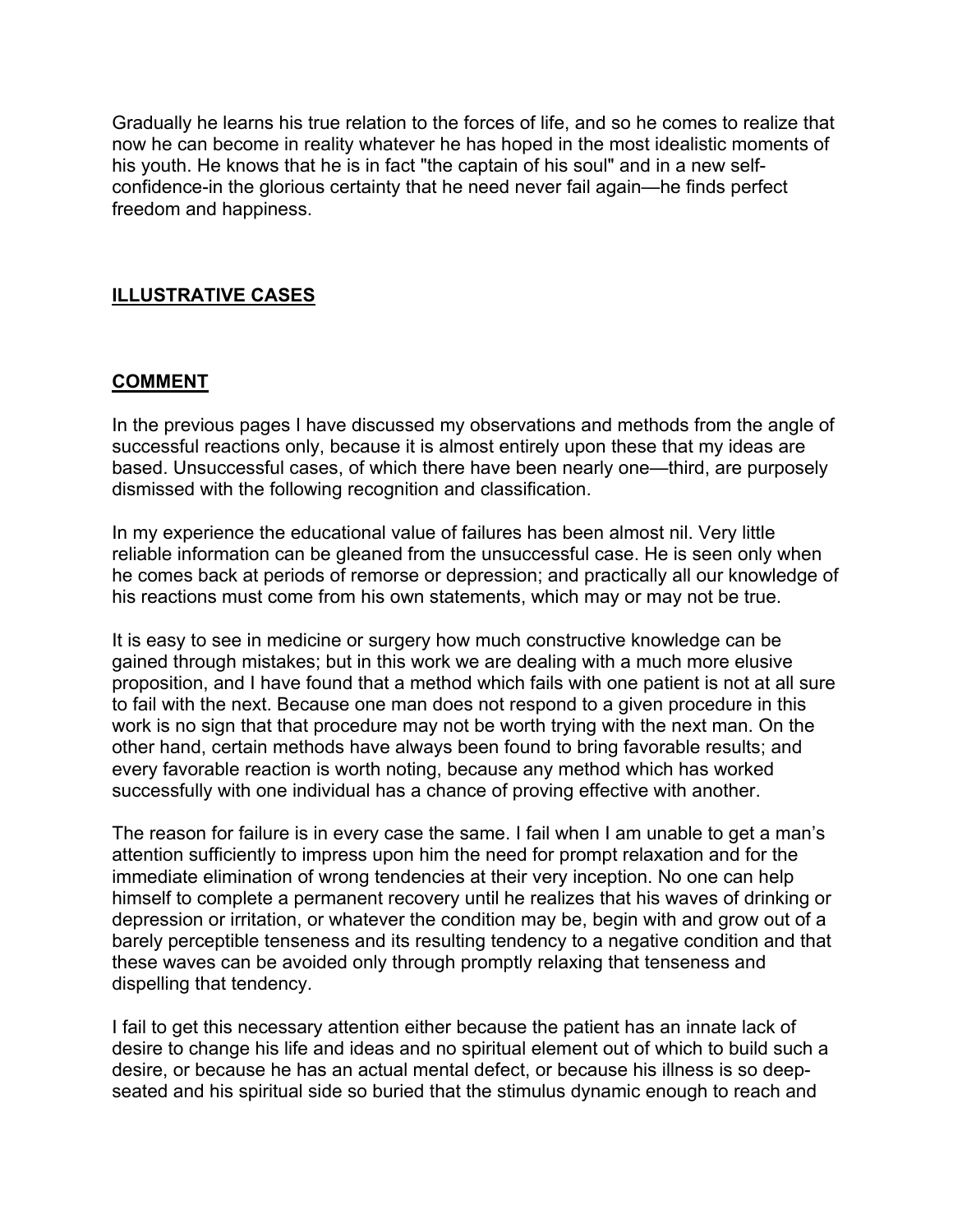Gradually he learns his true relation to the forces of life, and so he comes to realize that now he can become in reality whatever he has hoped in the most idealistic moments of his youth. He knows that he is in fact "the captain of his soul" and in a new self-confidence-in the glorious certainty that he need never fail again—he finds perfect freedom and happiness.

## ILLUSTRATIVE CASES

## COMMENT

In the previous pages I have discussed my observations and methods from the angle of successful reactions only, because it is almost entirely upon these that my ideas are based. Unsuccessful cases, of which there have been nearly one—third, are purposely dismissed with the following recognition and classification.

In my experience the educational value of failures has been almost nil. Very little reliable information can be gleaned from the unsuccessful case. He is seen only when he comes back at periods of remorse or depression; and practically all our knowledge of his reactions must come from his own statements, which may or may not be true.

It is easy to see in medicine or surgery how much constructive knowledge can be gained through mistakes; but in this work we are dealing with a much more elusive proposition, and I have found that a method which fails with one patient is not at all sure to fail with the next. Because one man does not respond to a given procedure in this work is no sign that that procedure may not be worth trying with the next man. On the other hand, certain methods have always been found to bring favorable results; and every favorable reaction is worth noting, because any method which has worked successfully with one individual has a chance of proving effective with another.

The reason for failure is in every case the same. I fail when I am unable to get a man's attention sufficiently to impress upon him the need for prompt relaxation and for the immediate elimination of wrong tendencies at their very inception. No one can help himself to complete a permanent recovery until he realizes that his waves of drinking or depression or irritation, or whatever the condition may be, begin with and grow out of a barely perceptible tenseness and its resulting tendency to a negative condition and that these waves can be avoided only through promptly relaxing that tenseness and dispelling that tendency.

I fail to get this necessary attention either because the patient has an innate lack of desire to change his life and ideas and no spiritual element out of which to build such a desire, or because he has an actual mental defect, or because his illness is so deep-seated and his spiritual side so buried that the stimulus dynamic enough to reach and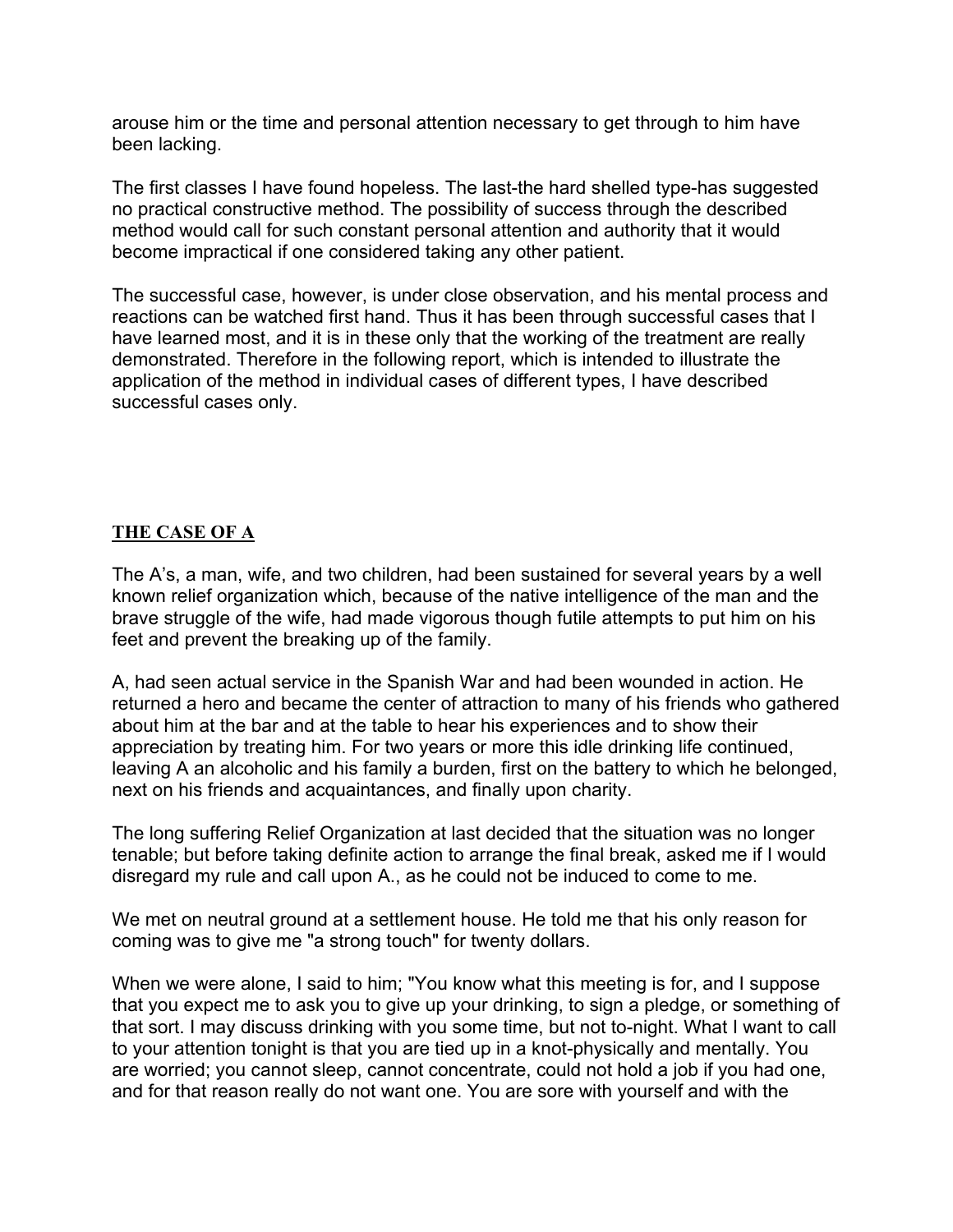arouse him or the time and personal attention necessary to get through to him have been lacking.

The first classes I have found hopeless. The last-the hard shelled type-has suggested no practical constructive method. The possibility of success through the described method would call for such constant personal attention and authority that it would become impractical if one considered taking any other patient.

The successful case, however, is under close observation, and his mental process and reactions can be watched first hand. Thus it has been through successful cases that I have learned most, and it is in these only that the working of the treatment are really demonstrated. Therefore in the following report, which is intended to illustrate the application of the method in individual cases of different types, I have described successful cases only.

## THE CASE OF A

The A's, a man, wife, and two children, had been sustained for several years by a well known relief organization which, because of the native intelligence of the man and the brave struggle of the wife, had made vigorous though futile attempts to put him on his feet and prevent the breaking up of the family.

A, had seen actual service in the Spanish War and had been wounded in action. He returned a hero and became the center of attraction to many of his friends who gathered about him at the bar and at the table to hear his experiences and to show their appreciation by treating him. For two years or more this idle drinking life continued, leaving A an alcoholic and his family a burden, first on the battery to which he belonged, next on his friends and acquaintances, and finally upon charity.

The long suffering Relief Organization at last decided that the situation was no longer tenable; but before taking definite action to arrange the final break, asked me if I would disregard my rule and call upon A., as he could not be induced to come to me.

We met on neutral ground at a settlement house. He told me that his only reason for coming was to give me "a strong touch" for twenty dollars.

When we were alone, I said to him; "You know what this meeting is for, and I suppose that you expect me to ask you to give up your drinking, to sign a pledge, or something of that sort. I may discuss drinking with you some time, but not to-night. What I want to call to your attention tonight is that you are tied up in a knot-physically and mentally. You are worried; you cannot sleep, cannot concentrate, could not hold a job if you had one, and for that reason really do not want one. You are sore with yourself and with the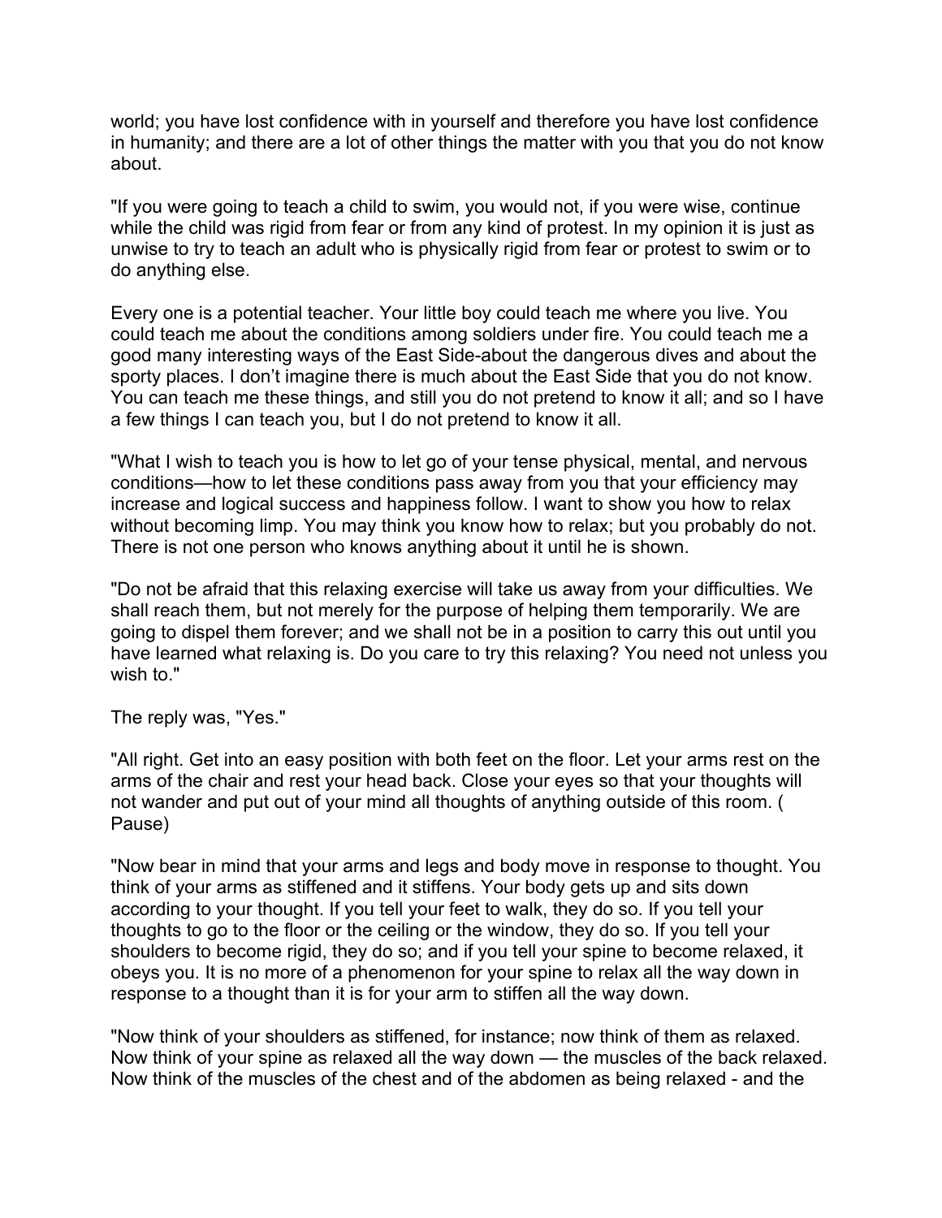world; you have lost confidence with in yourself and therefore you have lost confidence in humanity; and there are a lot of other things the matter with you that you do not know about.

"If you were going to teach a child to swim, you would not, if you were wise, continue while the child was rigid from fear or from any kind of protest. In my opinion it is just as unwise to try to teach an adult who is physically rigid from fear or protest to swim or to do anything else.

Every one is a potential teacher. Your little boy could teach me where you live. You could teach me about the conditions among soldiers under fire. You could teach me a good many interesting ways of the East Side-about the dangerous dives and about the sporty places. I don't imagine there is much about the East Side that you do not know. You can teach me these things, and still you do not pretend to know it all; and so I have a few things I can teach you, but I do not pretend to know it all.

"What I wish to teach you is how to let go of your tense physical, mental, and nervous conditions—how to let these conditions pass away from you that your efficiency may increase and logical success and happiness follow. I want to show you how to relax without becoming limp. You may think you know how to relax; but you probably do not. There is not one person who knows anything about it until he is shown.

"Do not be afraid that this relaxing exercise will take us away from your difficulties. We shall reach them, but not merely for the purpose of helping them temporarily. We are going to dispel them forever; and we shall not be in a position to carry this out until you have learned what relaxing is. Do you care to try this relaxing? You need not unless you wish to."

The reply was, "Yes."

"All right. Get into an easy position with both feet on the floor. Let your arms rest on the arms of the chair and rest your head back. Close your eyes so that your thoughts will not wander and put out of your mind all thoughts of anything outside of this room. ( Pause)

"Now bear in mind that your arms and legs and body move in response to thought. You think of your arms as stiffened and it stiffens. Your body gets up and sits down according to your thought. If you tell your feet to walk, they do so. If you tell your thoughts to go to the floor or the ceiling or the window, they do so. If you tell your shoulders to become rigid, they do so; and if you tell your spine to become relaxed, it obeys you. It is no more of a phenomenon for your spine to relax all the way down in response to a thought than it is for your arm to stiffen all the way down.

"Now think of your shoulders as stiffened, for instance; now think of them as relaxed. Now think of your spine as relaxed all the way down — the muscles of the back relaxed. Now think of the muscles of the chest and of the abdomen as being relaxed - and the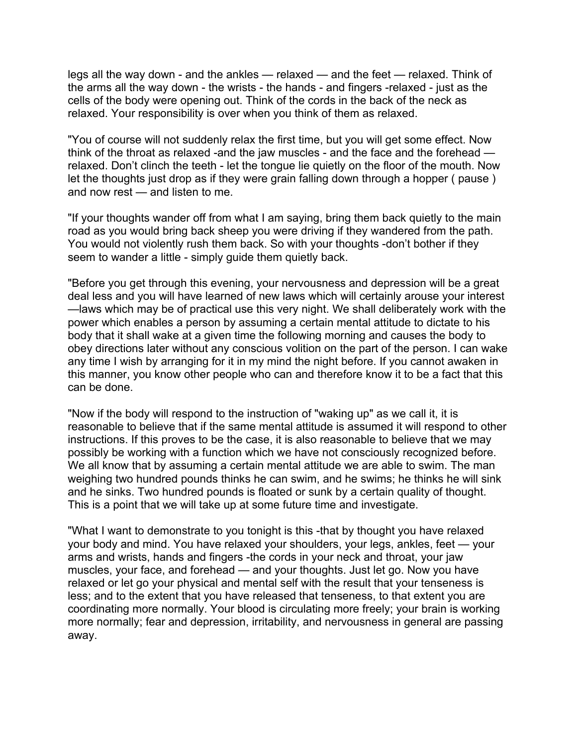legs all the way down - and the ankles — relaxed — and the feet — relaxed. Think of the arms all the way down - the wrists - the hands - and fingers -relaxed - just as the cells of the body were opening out. Think of the cords in the back of the neck as relaxed. Your responsibility is over when you think of them as relaxed.

"You of course will not suddenly relax the first time, but you will get some effect. Now think of the throat as relaxed -and the jaw muscles - and the face and the forehead — relaxed. Don't clinch the teeth - let the tongue lie quietly on the floor of the mouth. Now let the thoughts just drop as if they were grain falling down through a hopper ( pause ) and now rest — and listen to me.

"If your thoughts wander off from what I am saying, bring them back quietly to the main road as you would bring back sheep you were driving if they wandered from the path. You would not violently rush them back. So with your thoughts -don't bother if they seem to wander a little - simply guide them quietly back.

"Before you get through this evening, your nervousness and depression will be a great deal less and you will have learned of new laws which will certainly arouse your interest —laws which may be of practical use this very night. We shall deliberately work with the power which enables a person by assuming a certain mental attitude to dictate to his body that it shall wake at a given time the following morning and causes the body to obey directions later without any conscious volition on the part of the person. I can wake any time I wish by arranging for it in my mind the night before. If you cannot awaken in this manner, you know other people who can and therefore know it to be a fact that this can be done.

"Now if the body will respond to the instruction of "waking up" as we call it, it is reasonable to believe that if the same mental attitude is assumed it will respond to other instructions. If this proves to be the case, it is also reasonable to believe that we may possibly be working with a function which we have not consciously recognized before. We all know that by assuming a certain mental attitude we are able to swim. The man weighing two hundred pounds thinks he can swim, and he swims; he thinks he will sink and he sinks. Two hundred pounds is floated or sunk by a certain quality of thought. This is a point that we will take up at some future time and investigate.

"What I want to demonstrate to you tonight is this -that by thought you have relaxed your body and mind. You have relaxed your shoulders, your legs, ankles, feet — your arms and wrists, hands and fingers -the cords in your neck and throat, your jaw muscles, your face, and forehead — and your thoughts. Just let go. Now you have relaxed or let go your physical and mental self with the result that your tenseness is less; and to the extent that you have released that tenseness, to that extent you are coordinating more normally. Your blood is circulating more freely; your brain is working more normally; fear and depression, irritability, and nervousness in general are passing away.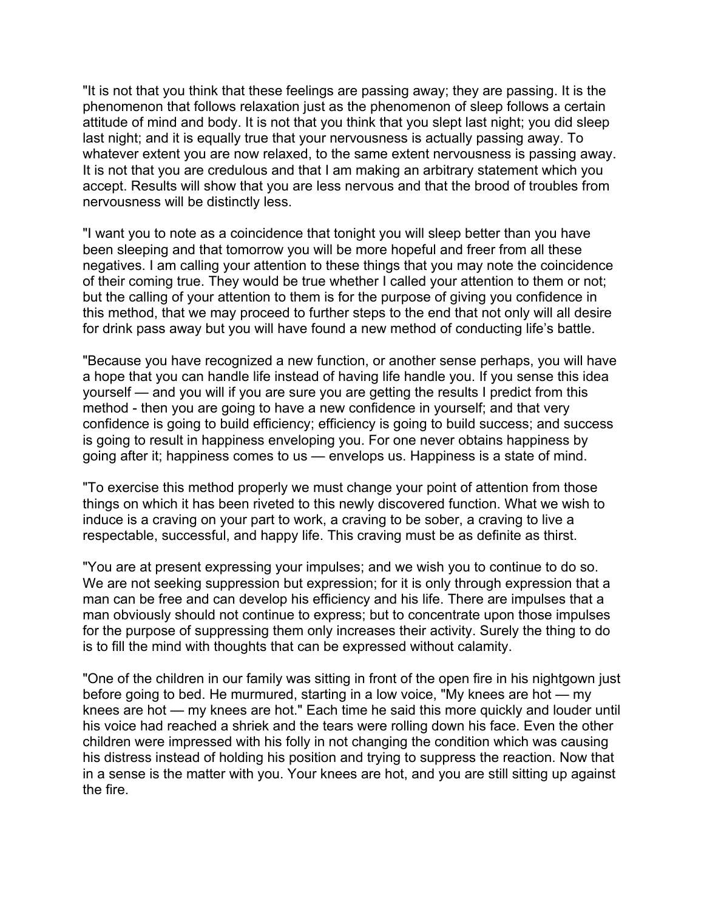"It is not that you think that these feelings are passing away; they are passing. It is the phenomenon that follows relaxation just as the phenomenon of sleep follows a certain attitude of mind and body. It is not that you think that you slept last night; you did sleep last night; and it is equally true that your nervousness is actually passing away. To whatever extent you are now relaxed, to the same extent nervousness is passing away. It is not that you are credulous and that I am making an arbitrary statement which you accept. Results will show that you are less nervous and that the brood of troubles from nervousness will be distinctly less.

"I want you to note as a coincidence that tonight you will sleep better than you have been sleeping and that tomorrow you will be more hopeful and freer from all these negatives. I am calling your attention to these things that you may note the coincidence of their coming true. They would be true whether I called your attention to them or not; but the calling of your attention to them is for the purpose of giving you confidence in this method, that we may proceed to further steps to the end that not only will all desire for drink pass away but you will have found a new method of conducting life's battle.

"Because you have recognized a new function, or another sense perhaps, you will have a hope that you can handle life instead of having life handle you. If you sense this idea yourself — and you will if you are sure you are getting the results I predict from this method - then you are going to have a new confidence in yourself; and that very confidence is going to build efficiency; efficiency is going to build success; and success is going to result in happiness enveloping you. For one never obtains happiness by going after it; happiness comes to us — envelops us. Happiness is a state of mind.

"To exercise this method properly we must change your point of attention from those things on which it has been riveted to this newly discovered function. What we wish to induce is a craving on your part to work, a craving to be sober, a craving to live a respectable, successful, and happy life. This craving must be as definite as thirst.

"You are at present expressing your impulses; and we wish you to continue to do so. We are not seeking suppression but expression; for it is only through expression that a man can be free and can develop his efficiency and his life. There are impulses that a man obviously should not continue to express; but to concentrate upon those impulses for the purpose of suppressing them only increases their activity. Surely the thing to do is to fill the mind with thoughts that can be expressed without calamity.

"One of the children in our family was sitting in front of the open fire in his nightgown just before going to bed. He murmured, starting in a low voice, "My knees are hot — my knees are hot — my knees are hot." Each time he said this more quickly and louder until his voice had reached a shriek and the tears were rolling down his face. Even the other children were impressed with his folly in not changing the condition which was causing his distress instead of holding his position and trying to suppress the reaction. Now that in a sense is the matter with you. Your knees are hot, and you are still sitting up against the fire.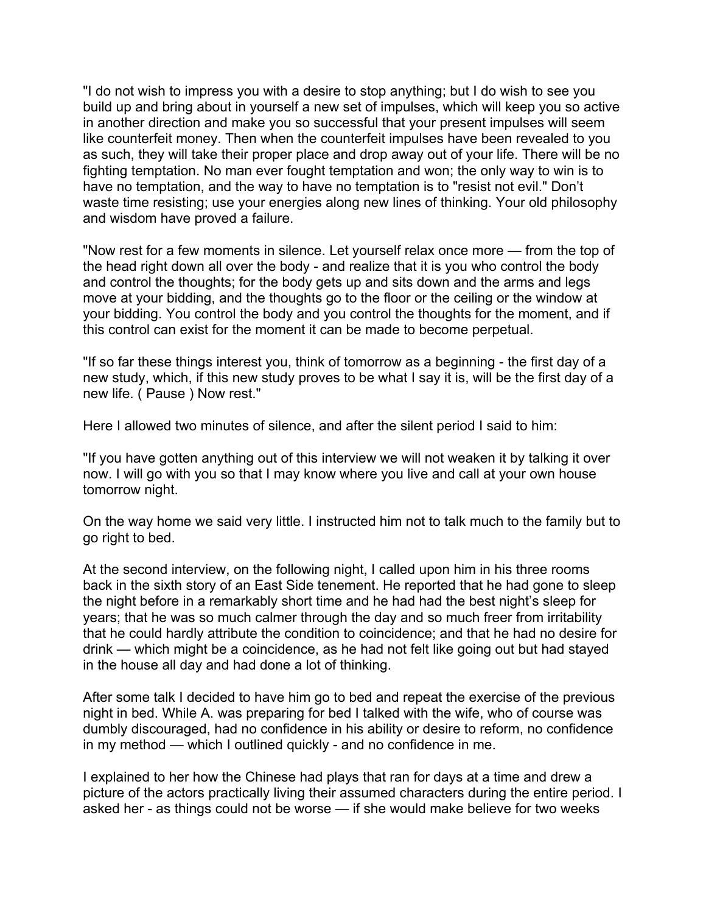"I do not wish to impress you with a desire to stop anything; but I do wish to see you build up and bring about in yourself a new set of impulses, which will keep you so active in another direction and make you so successful that your present impulses will seem like counterfeit money. Then when the counterfeit impulses have been revealed to you as such, they will take their proper place and drop away out of your life. There will be no fighting temptation. No man ever fought temptation and won; the only way to win is to have no temptation, and the way to have no temptation is to "resist not evil." Don't waste time resisting; use your energies along new lines of thinking. Your old philosophy and wisdom have proved a failure.

"Now rest for a few moments in silence. Let yourself relax once more — from the top of the head right down all over the body - and realize that it is you who control the body and control the thoughts; for the body gets up and sits down and the arms and legs move at your bidding, and the thoughts go to the floor or the ceiling or the window at your bidding. You control the body and you control the thoughts for the moment, and if this control can exist for the moment it can be made to become perpetual.

"If so far these things interest you, think of tomorrow as a beginning - the first day of a new study, which, if this new study proves to be what I say it is, will be the first day of a new life. ( Pause ) Now rest."

Here I allowed two minutes of silence, and after the silent period I said to him:

"If you have gotten anything out of this interview we will not weaken it by talking it over now. I will go with you so that I may know where you live and call at your own house tomorrow night.

On the way home we said very little. I instructed him not to talk much to the family but to go right to bed.

At the second interview, on the following night, I called upon him in his three rooms back in the sixth story of an East Side tenement. He reported that he had gone to sleep the night before in a remarkably short time and he had had the best night's sleep for years; that he was so much calmer through the day and so much freer from irritability that he could hardly attribute the condition to coincidence; and that he had no desire for drink — which might be a coincidence, as he had not felt like going out but had stayed in the house all day and had done a lot of thinking.

After some talk I decided to have him go to bed and repeat the exercise of the previous night in bed. While A. was preparing for bed I talked with the wife, who of course was dumbly discouraged, had no confidence in his ability or desire to reform, no confidence in my method — which I outlined quickly - and no confidence in me.

I explained to her how the Chinese had plays that ran for days at a time and drew a picture of the actors practically living their assumed characters during the entire period. I asked her - as things could not be worse — if she would make believe for two weeks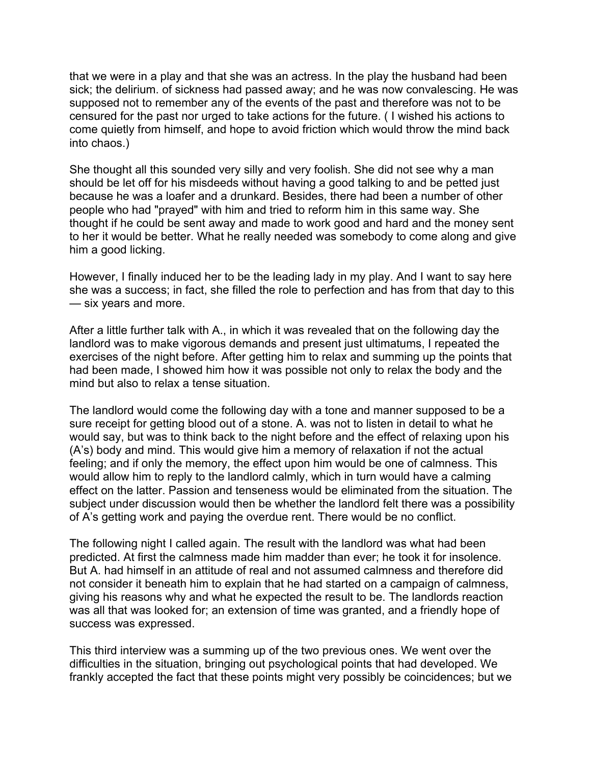that we were in a play and that she was an actress. In the play the husband had been sick; the delirium. of sickness had passed away; and he was now convalescing. He was supposed not to remember any of the events of the past and therefore was not to be censured for the past nor urged to take actions for the future. ( I wished his actions to come quietly from himself, and hope to avoid friction which would throw the mind back into chaos.)

She thought all this sounded very silly and very foolish. She did not see why a man should be let off for his misdeeds without having a good talking to and be petted just because he was a loafer and a drunkard. Besides, there had been a number of other people who had "prayed" with him and tried to reform him in this same way. She thought if he could be sent away and made to work good and hard and the money sent to her it would be better. What he really needed was somebody to come along and give him a good licking.

However, I finally induced her to be the leading lady in my play. And I want to say here she was a success; in fact, she filled the role to perfection and has from that day to this — six years and more.

After a little further talk with A., in which it was revealed that on the following day the landlord was to make vigorous demands and present just ultimatums, I repeated the exercises of the night before. After getting him to relax and summing up the points that had been made, I showed him how it was possible not only to relax the body and the mind but also to relax a tense situation.

The landlord would come the following day with a tone and manner supposed to be a sure receipt for getting blood out of a stone. A. was not to listen in detail to what he would say, but was to think back to the night before and the effect of relaxing upon his (A's) body and mind. This would give him a memory of relaxation if not the actual feeling; and if only the memory, the effect upon him would be one of calmness. This would allow him to reply to the landlord calmly, which in turn would have a calming effect on the latter. Passion and tenseness would be eliminated from the situation. The subject under discussion would then be whether the landlord felt there was a possibility of A's getting work and paying the overdue rent. There would be no conflict.

The following night I called again. The result with the landlord was what had been predicted. At first the calmness made him madder than ever; he took it for insolence. But A. had himself in an attitude of real and not assumed calmness and therefore did not consider it beneath him to explain that he had started on a campaign of calmness, giving his reasons why and what he expected the result to be. The landlords reaction was all that was looked for; an extension of time was granted, and a friendly hope of success was expressed.

This third interview was a summing up of the two previous ones. We went over the difficulties in the situation, bringing out psychological points that had developed. We frankly accepted the fact that these points might very possibly be coincidences; but we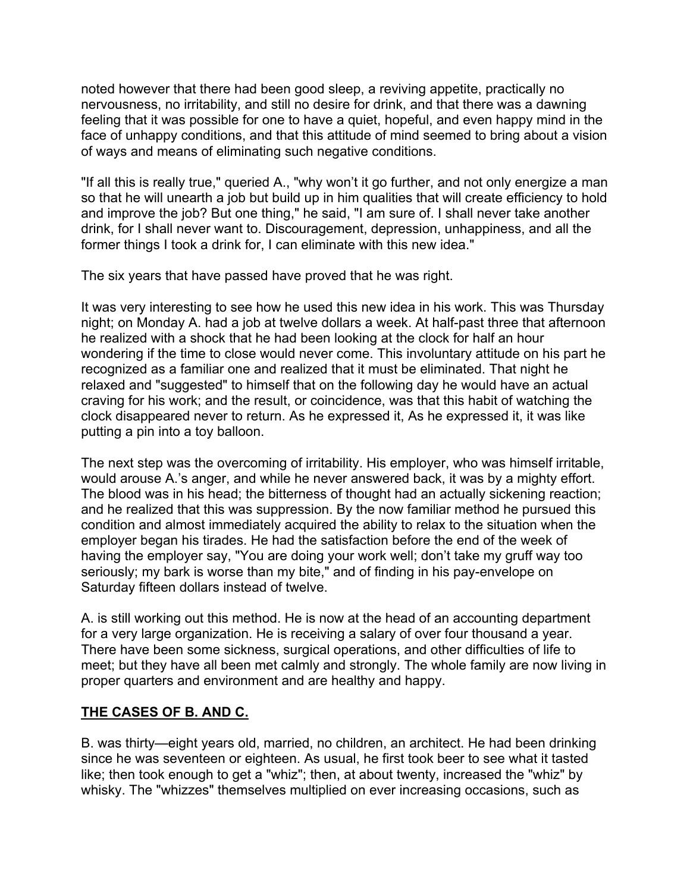noted however that there had been good sleep, a reviving appetite, practically no nervousness, no irritability, and still no desire for drink, and that there was a dawning feeling that it was possible for one to have a quiet, hopeful, and even happy mind in the face of unhappy conditions, and that this attitude of mind seemed to bring about a vision of ways and means of eliminating such negative conditions.

"If all this is really true," queried A., "why won't it go further, and not only energize a man so that he will unearth a job but build up in him qualities that will create efficiency to hold and improve the job? But one thing," he said, "I am sure of. I shall never take another drink, for I shall never want to. Discouragement, depression, unhappiness, and all the former things I took a drink for, I can eliminate with this new idea."

The six years that have passed have proved that he was right.

It was very interesting to see how he used this new idea in his work. This was Thursday night; on Monday A. had a job at twelve dollars a week. At half-past three that afternoon he realized with a shock that he had been looking at the clock for half an hour wondering if the time to close would never come. This involuntary attitude on his part he recognized as a familiar one and realized that it must be eliminated. That night he relaxed and "suggested" to himself that on the following day he would have an actual craving for his work; and the result, or coincidence, was that this habit of watching the clock disappeared never to return. As he expressed it, As he expressed it, it was like putting a pin into a toy balloon.

The next step was the overcoming of irritability. His employer, who was himself irritable, would arouse A.'s anger, and while he never answered back, it was by a mighty effort. The blood was in his head; the bitterness of thought had an actually sickening reaction; and he realized that this was suppression. By the now familiar method he pursued this condition and almost immediately acquired the ability to relax to the situation when the employer began his tirades. He had the satisfaction before the end of the week of having the employer say, "You are doing your work well; don't take my gruff way too seriously; my bark is worse than my bite," and of finding in his pay-envelope on Saturday fifteen dollars instead of twelve.

A. is still working out this method. He is now at the head of an accounting department for a very large organization. He is receiving a salary of over four thousand a year. There have been some sickness, surgical operations, and other difficulties of life to meet; but they have all been met calmly and strongly. The whole family are now living in proper quarters and environment and are healthy and happy.

## **THE CASES OF B. AND C.**

B. was thirty—eight years old, married, no children, an architect. He had been drinking since he was seventeen or eighteen. As usual, he first took beer to see what it tasted like; then took enough to get a "whiz"; then, at about twenty, increased the "whiz" by whisky. The "whizzes" themselves multiplied on ever increasing occasions, such as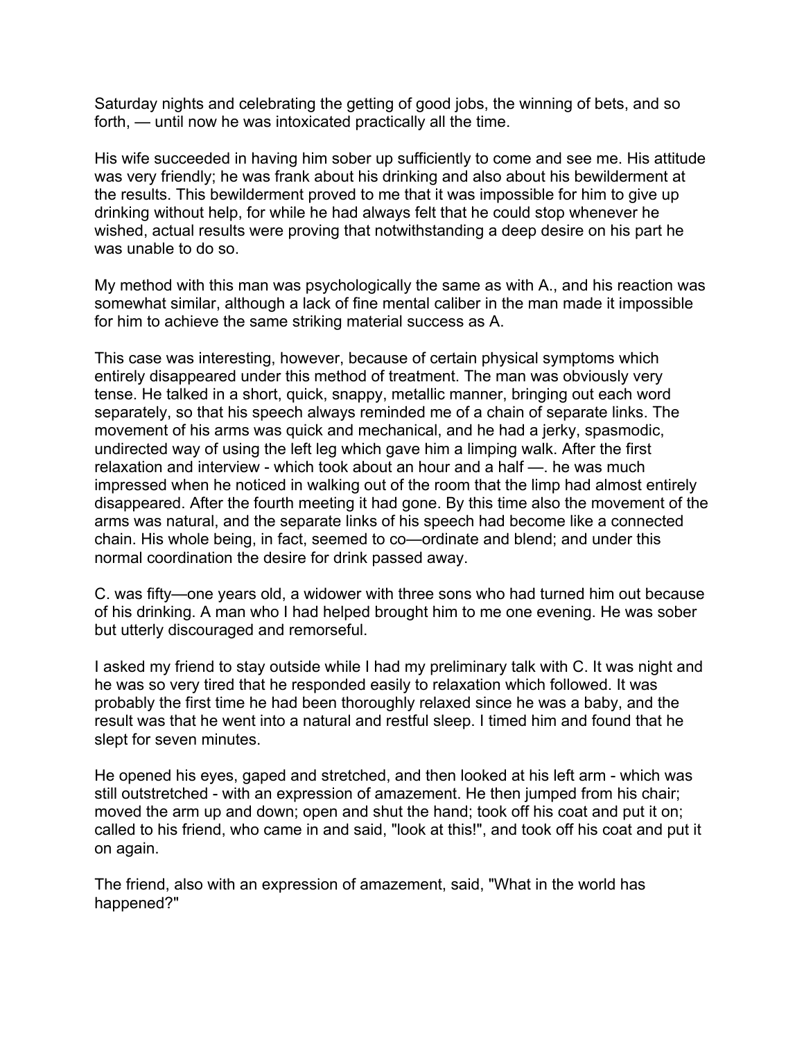Saturday nights and celebrating the getting of good jobs, the winning of bets, and so forth, — until now he was intoxicated practically all the time.

His wife succeeded in having him sober up sufficiently to come and see me. His attitude was very friendly; he was frank about his drinking and also about his bewilderment at the results. This bewilderment proved to me that it was impossible for him to give up drinking without help, for while he had always felt that he could stop whenever he wished, actual results were proving that notwithstanding a deep desire on his part he was unable to do so.

My method with this man was psychologically the same as with A., and his reaction was somewhat similar, although a lack of fine mental caliber in the man made it impossible for him to achieve the same striking material success as A.

This case was interesting, however, because of certain physical symptoms which entirely disappeared under this method of treatment. The man was obviously very tense. He talked in a short, quick, snappy, metallic manner, bringing out each word separately, so that his speech always reminded me of a chain of separate links. The movement of his arms was quick and mechanical, and he had a jerky, spasmodic, undirected way of using the left leg which gave him a limping walk. After the first relaxation and interview - which took about an hour and a half —. he was much impressed when he noticed in walking out of the room that the limp had almost entirely disappeared. After the fourth meeting it had gone. By this time also the movement of the arms was natural, and the separate links of his speech had become like a connected chain. His whole being, in fact, seemed to co—ordinate and blend; and under this normal coordination the desire for drink passed away.

C. was fifty—one years old, a widower with three sons who had turned him out because of his drinking. A man who I had helped brought him to me one evening. He was sober but utterly discouraged and remorseful.

I asked my friend to stay outside while I had my preliminary talk with C. It was night and he was so very tired that he responded easily to relaxation which followed. It was probably the first time he had been thoroughly relaxed since he was a baby, and the result was that he went into a natural and restful sleep. I timed him and found that he slept for seven minutes.

He opened his eyes, gaped and stretched, and then looked at his left arm - which was still outstretched - with an expression of amazement. He then jumped from his chair; moved the arm up and down; open and shut the hand; took off his coat and put it on; called to his friend, who came in and said, "look at this!", and took off his coat and put it on again.

The friend, also with an expression of amazement, said, "What in the world has happened?"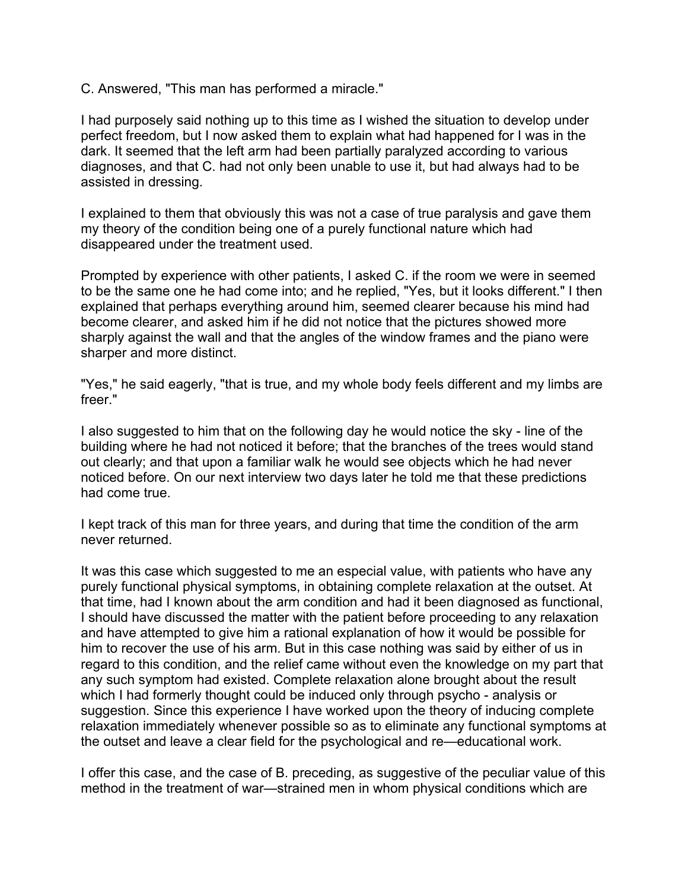C. Answered, "This man has performed a miracle."

I had purposely said nothing up to this time as I wished the situation to develop under perfect freedom, but I now asked them to explain what had happened for I was in the dark. It seemed that the left arm had been partially paralyzed according to various diagnoses, and that C. had not only been unable to use it, but had always had to be assisted in dressing.

I explained to them that obviously this was not a case of true paralysis and gave them my theory of the condition being one of a purely functional nature which had disappeared under the treatment used.

Prompted by experience with other patients, I asked C. if the room we were in seemed to be the same one he had come into; and he replied, "Yes, but it looks different." I then explained that perhaps everything around him, seemed clearer because his mind had become clearer, and asked him if he did not notice that the pictures showed more sharply against the wall and that the angles of the window frames and the piano were sharper and more distinct.

"Yes," he said eagerly, "that is true, and my whole body feels different and my limbs are freer."

I also suggested to him that on the following day he would notice the sky - line of the building where he had not noticed it before; that the branches of the trees would stand out clearly; and that upon a familiar walk he would see objects which he had never noticed before. On our next interview two days later he told me that these predictions had come true.

I kept track of this man for three years, and during that time the condition of the arm never returned.

It was this case which suggested to me an especial value, with patients who have any purely functional physical symptoms, in obtaining complete relaxation at the outset. At that time, had I known about the arm condition and had it been diagnosed as functional, I should have discussed the matter with the patient before proceeding to any relaxation and have attempted to give him a rational explanation of how it would be possible for him to recover the use of his arm. But in this case nothing was said by either of us in regard to this condition, and the relief came without even the knowledge on my part that any such symptom had existed. Complete relaxation alone brought about the result which I had formerly thought could be induced only through psycho - analysis or suggestion. Since this experience I have worked upon the theory of inducing complete relaxation immediately whenever possible so as to eliminate any functional symptoms at the outset and leave a clear field for the psychological and re—educational work.

I offer this case, and the case of B. preceding, as suggestive of the peculiar value of this method in the treatment of war—strained men in whom physical conditions which are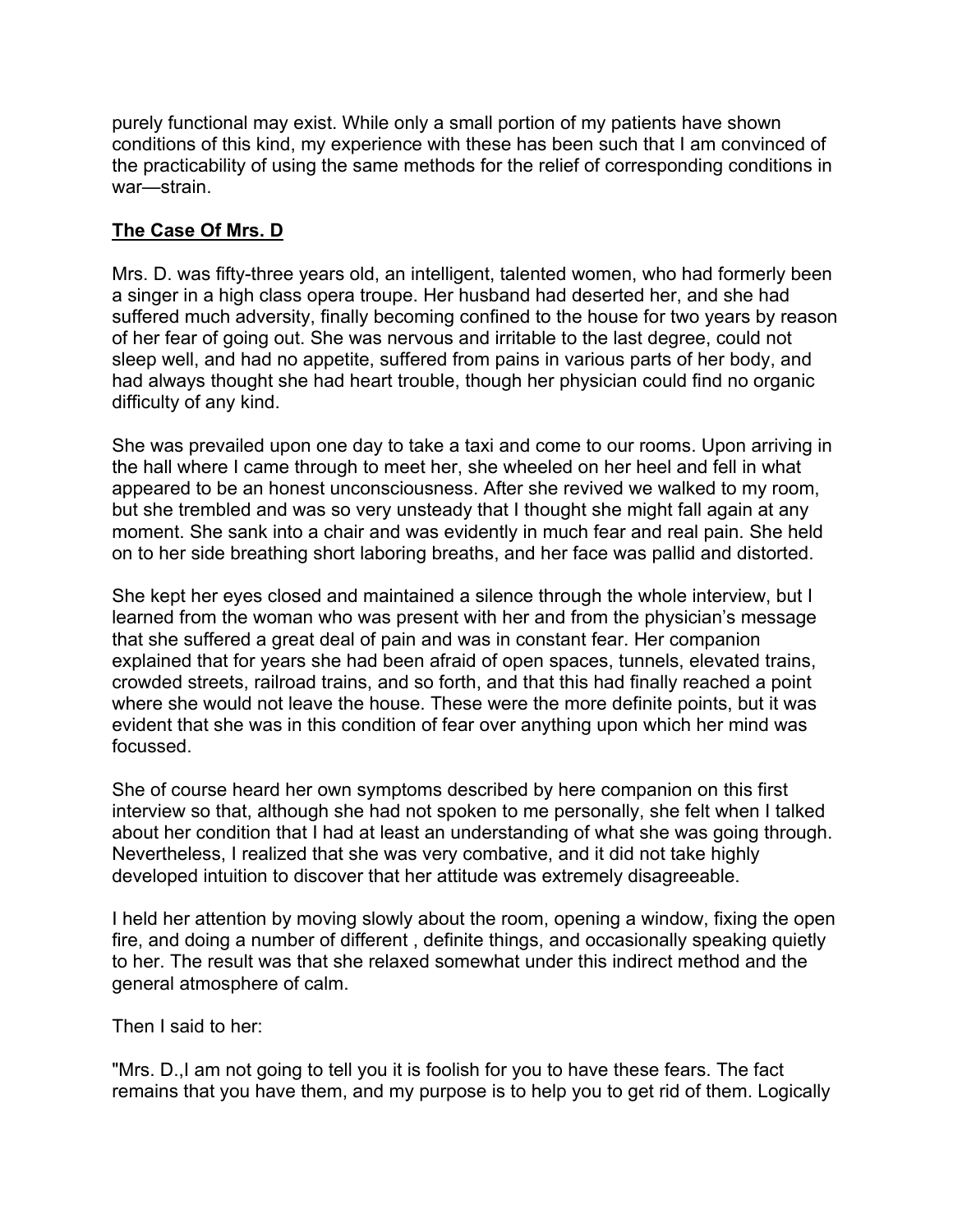purely functional may exist. While only a small portion of my patients have shown conditions of this kind, my experience with these has been such that I am convinced of the practicability of using the same methods for the relief of corresponding conditions in war—strain.

## **The Case Of Mrs. D**

Mrs. D. was fifty-three years old, an intelligent, talented women, who had formerly been a singer in a high class opera troupe. Her husband had deserted her, and she had suffered much adversity, finally becoming confined to the house for two years by reason of her fear of going out. She was nervous and irritable to the last degree, could not sleep well, and had no appetite, suffered from pains in various parts of her body, and had always thought she had heart trouble, though her physician could find no organic difficulty of any kind.

She was prevailed upon one day to take a taxi and come to our rooms. Upon arriving in the hall where I came through to meet her, she wheeled on her heel and fell in what appeared to be an honest unconsciousness. After she revived we walked to my room, but she trembled and was so very unsteady that I thought she might fall again at any moment. She sank into a chair and was evidently in much fear and real pain. She held on to her side breathing short laboring breaths, and her face was pallid and distorted.

She kept her eyes closed and maintained a silence through the whole interview, but I learned from the woman who was present with her and from the physician's message that she suffered a great deal of pain and was in constant fear. Her companion explained that for years she had been afraid of open spaces, tunnels, elevated trains, crowded streets, railroad trains, and so forth, and that this had finally reached a point where she would not leave the house. These were the more definite points, but it was evident that she was in this condition of fear over anything upon which her mind was focussed.

She of course heard her own symptoms described by here companion on this first interview so that, although she had not spoken to me personally, she felt when I talked about her condition that I had at least an understanding of what she was going through. Nevertheless, I realized that she was very combative, and it did not take highly developed intuition to discover that her attitude was extremely disagreeable.

I held her attention by moving slowly about the room, opening a window, fixing the open fire, and doing a number of different , definite things, and occasionally speaking quietly to her. The result was that she relaxed somewhat under this indirect method and the general atmosphere of calm.

Then I said to her:

"Mrs. D.,I am not going to tell you it is foolish for you to have these fears. The fact remains that you have them, and my purpose is to help you to get rid of them. Logically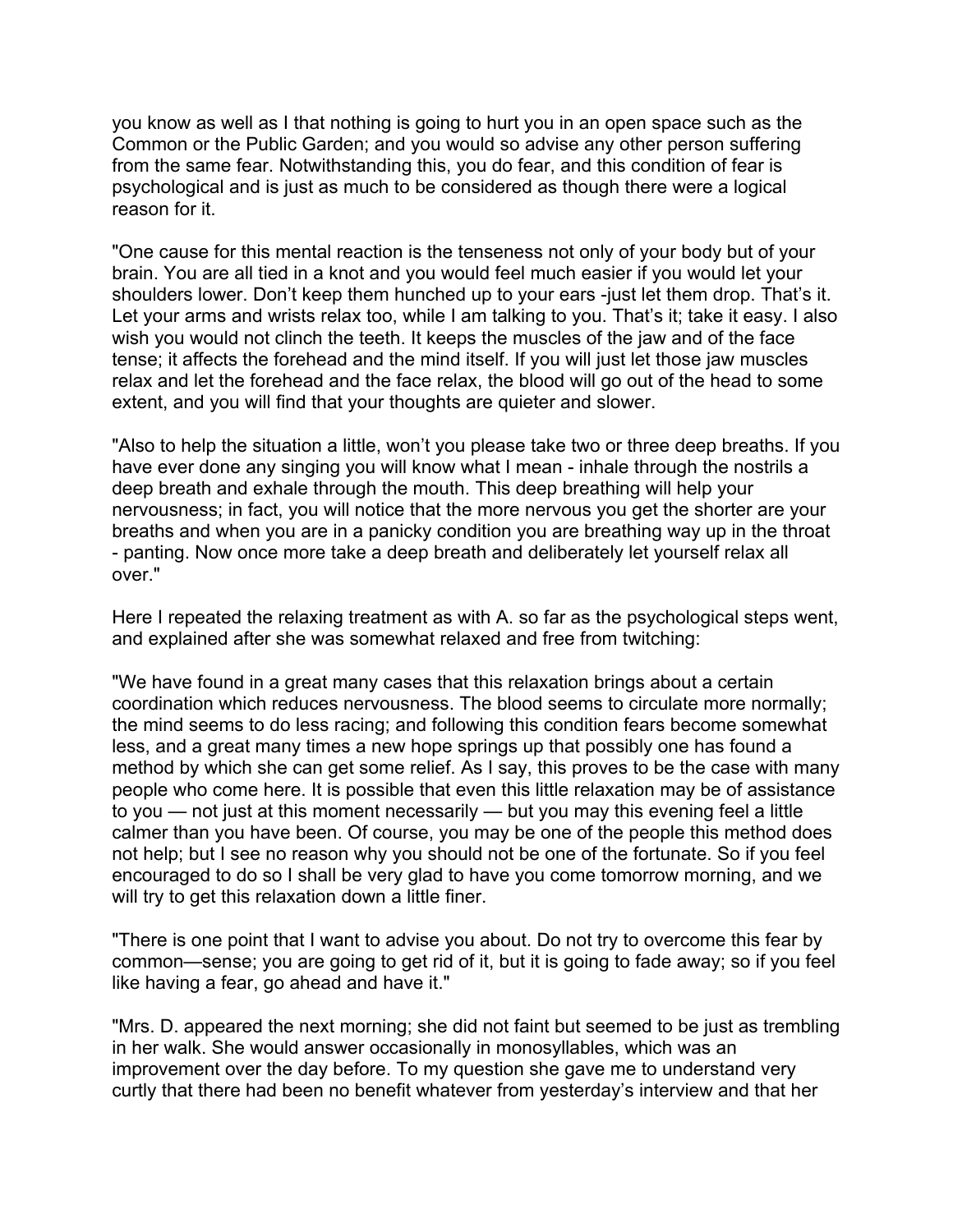you know as well as I that nothing is going to hurt you in an open space such as the Common or the Public Garden; and you would so advise any other person suffering from the same fear. Notwithstanding this, you do fear, and this condition of fear is psychological and is just as much to be considered as though there were a logical reason for it.

"One cause for this mental reaction is the tenseness not only of your body but of your brain. You are all tied in a knot and you would feel much easier if you would let your shoulders lower. Don't keep them hunched up to your ears -just let them drop. That's it. Let your arms and wrists relax too, while I am talking to you. That's it; take it easy. I also wish you would not clinch the teeth. It keeps the muscles of the jaw and of the face tense; it affects the forehead and the mind itself. If you will just let those jaw muscles relax and let the forehead and the face relax, the blood will go out of the head to some extent, and you will find that your thoughts are quieter and slower.

"Also to help the situation a little, won't you please take two or three deep breaths. If you have ever done any singing you will know what I mean - inhale through the nostrils a deep breath and exhale through the mouth. This deep breathing will help your nervousness; in fact, you will notice that the more nervous you get the shorter are your breaths and when you are in a panicky condition you are breathing way up in the throat - panting. Now once more take a deep breath and deliberately let yourself relax all over."

Here I repeated the relaxing treatment as with A. so far as the psychological steps went, and explained after she was somewhat relaxed and free from twitching:

"We have found in a great many cases that this relaxation brings about a certain coordination which reduces nervousness. The blood seems to circulate more normally; the mind seems to do less racing; and following this condition fears become somewhat less, and a great many times a new hope springs up that possibly one has found a method by which she can get some relief. As I say, this proves to be the case with many people who come here. It is possible that even this little relaxation may be of assistance to you — not just at this moment necessarily — but you may this evening feel a little calmer than you have been. Of course, you may be one of the people this method does not help; but I see no reason why you should not be one of the fortunate. So if you feel encouraged to do so I shall be very glad to have you come tomorrow morning, and we will try to get this relaxation down a little finer.

"There is one point that I want to advise you about. Do not try to overcome this fear by common—sense; you are going to get rid of it, but it is going to fade away; so if you feel like having a fear, go ahead and have it."

"Mrs. D. appeared the next morning; she did not faint but seemed to be just as trembling in her walk. She would answer occasionally in monosyllables, which was an improvement over the day before. To my question she gave me to understand very curtly that there had been no benefit whatever from yesterday's interview and that her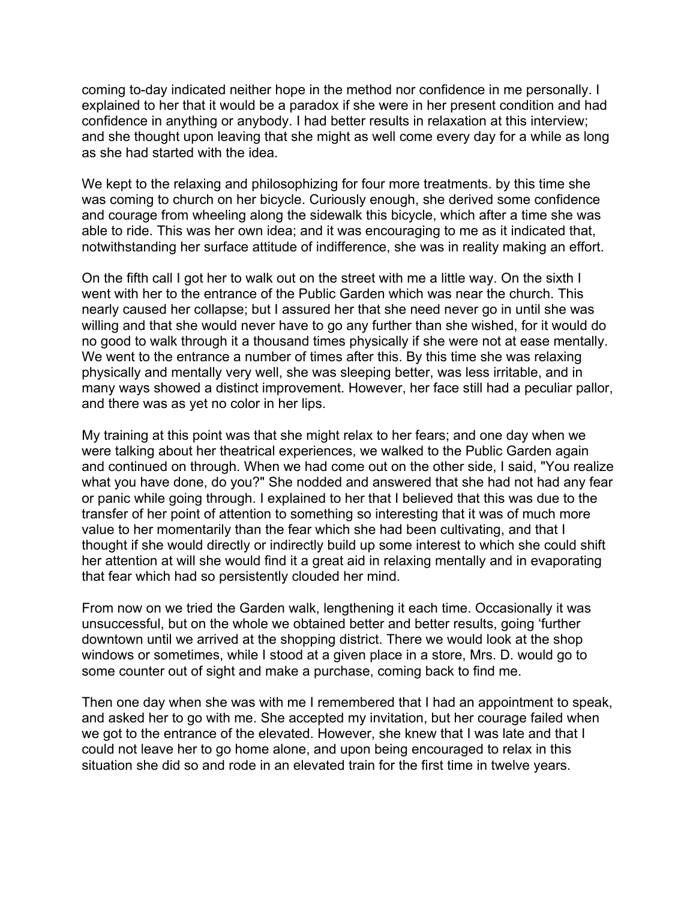coming to-day indicated neither hope in the method nor confidence in me personally. I explained to her that it would be a paradox if she were in her present condition and had confidence in anything or anybody. I had better results in relaxation at this interview; and she thought upon leaving that she might as well come every day for a while as long as she had started with the idea.

We kept to the relaxing and philosophizing for four more treatments. by this time she was coming to church on her bicycle. Curiously enough, she derived some confidence and courage from wheeling along the sidewalk this bicycle, which after a time she was able to ride. This was her own idea; and it was encouraging to me as it indicated that, notwithstanding her surface attitude of indifference, she was in reality making an effort.

On the fifth call I got her to walk out on the street with me a little way. On the sixth I went with her to the entrance of the Public Garden which was near the church. This nearly caused her collapse; but I assured her that she need never go in until she was willing and that she would never have to go any further than she wished, for it would do no good to walk through it a thousand times physically if she were not at ease mentally. We went to the entrance a number of times after this. By this time she was relaxing physically and mentally very well, she was sleeping better, was less irritable, and in many ways showed a distinct improvement. However, her face still had a peculiar pallor, and there was as yet no color in her lips.

My training at this point was that she might relax to her fears; and one day when we were talking about her theatrical experiences, we walked to the Public Garden again and continued on through. When we had come out on the other side, I said, "You realize what you have done, do you?" She nodded and answered that she had not had any fear or panic while going through. I explained to her that I believed that this was due to the transfer of her point of attention to something so interesting that it was of much more value to her momentarily than the fear which she had been cultivating, and that I thought if she would directly or indirectly build up some interest to which she could shift her attention at will she would find it a great aid in relaxing mentally and in evaporating that fear which had so persistently clouded her mind.

From now on we tried the Garden walk, lengthening it each time. Occasionally it was unsuccessful, but on the whole we obtained better and better results, going 'further downtown until we arrived at the shopping district. There we would look at the shop windows or sometimes, while I stood at a given place in a store, Mrs. D. would go to some counter out of sight and make a purchase, coming back to find me.

Then one day when she was with me I remembered that I had an appointment to speak, and asked her to go with me. She accepted my invitation, but her courage failed when we got to the entrance of the elevated. However, she knew that I was late and that I could not leave her to go home alone, and upon being encouraged to relax in this situation she did so and rode in an elevated train for the first time in twelve years.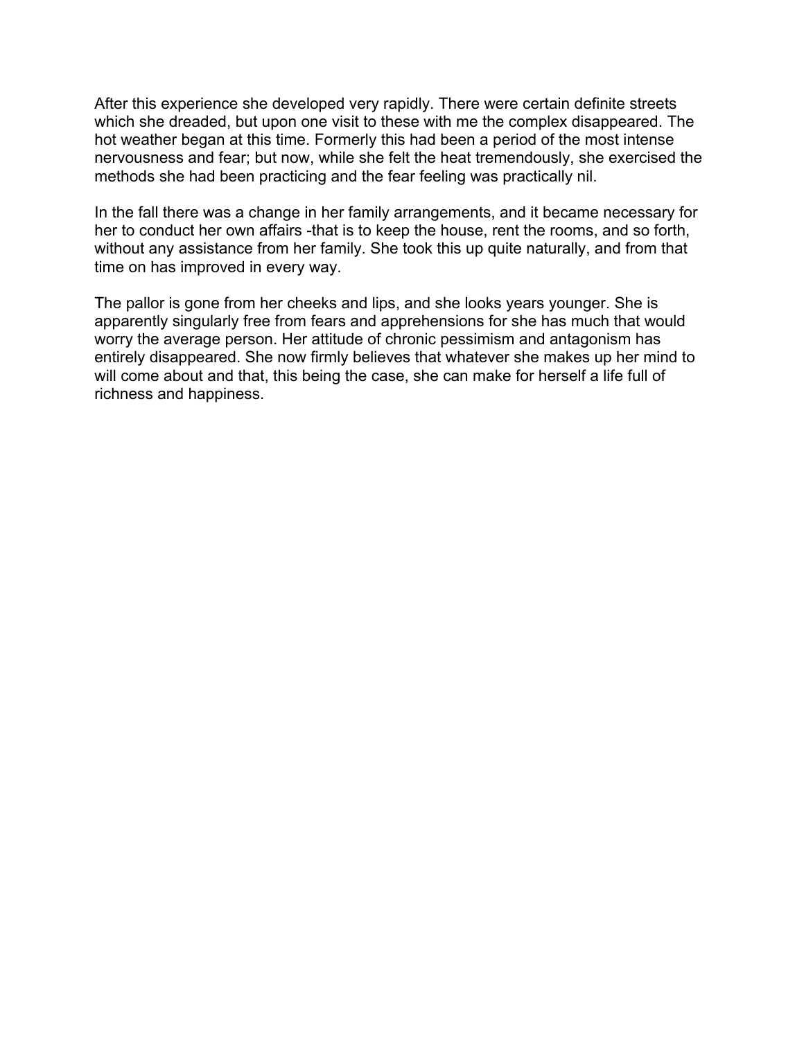After this experience she developed very rapidly. There were certain definite streets which she dreaded, but upon one visit to these with me the complex disappeared. The hot weather began at this time. Formerly this had been a period of the most intense nervousness and fear; but now, while she felt the heat tremendously, she exercised the methods she had been practicing and the fear feeling was practically nil.

In the fall there was a change in her family arrangements, and it became necessary for her to conduct her own affairs -that is to keep the house, rent the rooms, and so forth, without any assistance from her family. She took this up quite naturally, and from that time on has improved in every way.

The pallor is gone from her cheeks and lips, and she looks years younger. She is apparently singularly free from fears and apprehensions for she has much that would worry the average person. Her attitude of chronic pessimism and antagonism has entirely disappeared. She now firmly believes that whatever she makes up her mind to will come about and that, this being the case, she can make for herself a life full of richness and happiness.